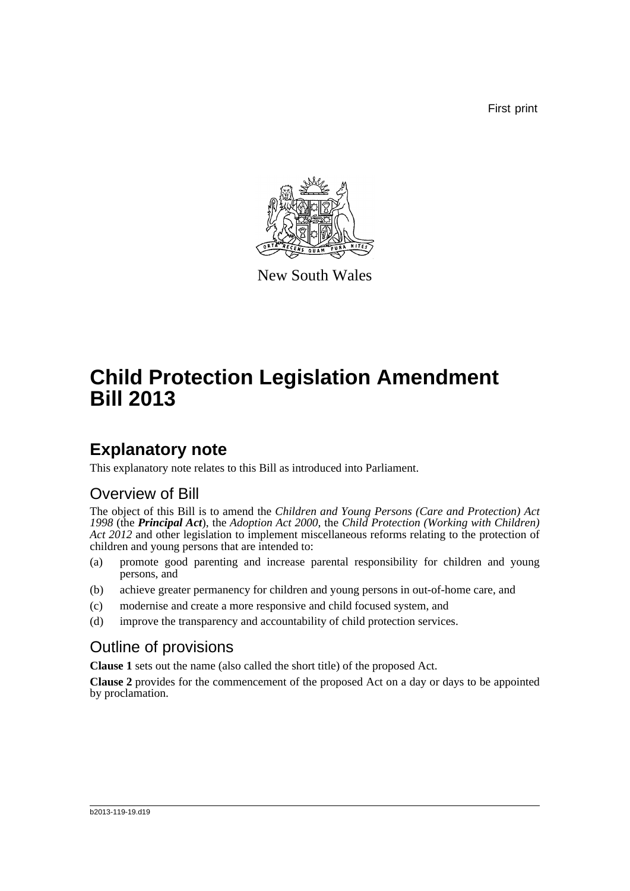First print

New South Wales

# Child Protection Legislation Amendment Bill 2013

## Explanatory note

This explanatory note relates to this Bill as introduced into Parliament.

### Overview of Bill

The object of this Bill is to amend the *Children and Young Persons (Care and Protection) Act 1998* (the ***Principal Act***), the *Adoption Act 2000*, the *Child Protection (Working with Children) Act 2012* and other legislation to implement miscellaneous reforms relating to the protection of children and young persons that are intended to:

(a) promote good parenting and increase parental responsibility for children and young persons, and

(b) achieve greater permanency for children and young persons in out-of-home care, and

(c) modernise and create a more responsive and child focused system, and

(d) improve the transparency and accountability of child protection services.

### Outline of provisions

**Clause 1** sets out the name (also called the short title) of the proposed Act.

**Clause 2** provides for the commencement of the proposed Act on a day or days to be appointed by proclamation.

b2013-119-19.d19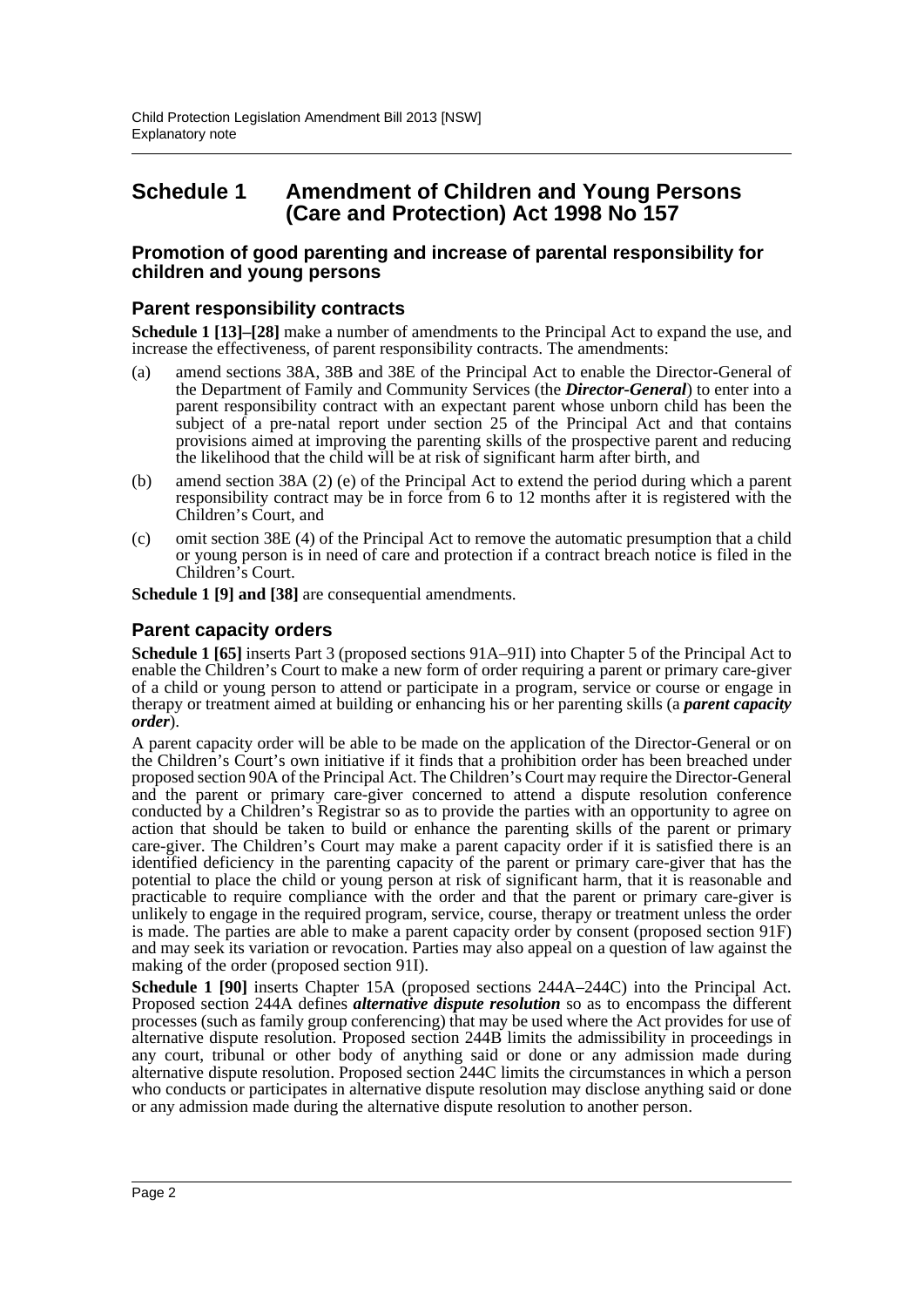# Schedule 1 Amendment of Children and Young Persons (Care and Protection) Act 1998 No 157

### Promotion of good parenting and increase of parental responsibility for children and young persons

## Parent responsibility contracts

**Schedule 1 [13]–[28]** make a number of amendments to the Principal Act to expand the use, and increase the effectiveness, of parent responsibility contracts. The amendments:

(a) amend sections 38A, 38B and 38E of the Principal Act to enable the Director-General of the Department of Family and Community Services (the ***Director-General***) to enter into a parent responsibility contract with an expectant parent whose unborn child has been the subject of a pre-natal report under section 25 of the Principal Act and that contains provisions aimed at improving the parenting skills of the prospective parent and reducing the likelihood that the child will be at risk of significant harm after birth, and

(b) amend section 38A (2) (e) of the Principal Act to extend the period during which a parent responsibility contract may be in force from 6 to 12 months after it is registered with the Children's Court, and

(c) omit section 38E (4) of the Principal Act to remove the automatic presumption that a child or young person is in need of care and protection if a contract breach notice is filed in the Children's Court.

**Schedule 1 [9] and [38]** are consequential amendments.

## Parent capacity orders

**Schedule 1 [65]** inserts Part 3 (proposed sections 91A–91I) into Chapter 5 of the Principal Act to enable the Children's Court to make a new form of order requiring a parent or primary care-giver of a child or young person to attend or participate in a program, service or course or engage in therapy or treatment aimed at building or enhancing his or her parenting skills (a ***parent capacity order***).

A parent capacity order will be able to be made on the application of the Director-General or on the Children's Court's own initiative if it finds that a prohibition order has been breached under proposed section 90A of the Principal Act. The Children's Court may require the Director-General and the parent or primary care-giver concerned to attend a dispute resolution conference conducted by a Children's Registrar so as to provide the parties with an opportunity to agree on action that should be taken to build or enhance the parenting skills of the parent or primary care-giver. The Children's Court may make a parent capacity order if it is satisfied there is an identified deficiency in the parenting capacity of the parent or primary care-giver that has the potential to place the child or young person at risk of significant harm, that it is reasonable and practicable to require compliance with the order and that the parent or primary care-giver is unlikely to engage in the required program, service, course, therapy or treatment unless the order is made. The parties are able to make a parent capacity order by consent (proposed section 91F) and may seek its variation or revocation. Parties may also appeal on a question of law against the making of the order (proposed section 91I).

**Schedule 1 [90]** inserts Chapter 15A (proposed sections 244A–244C) into the Principal Act. Proposed section 244A defines ***alternative dispute resolution*** so as to encompass the different processes (such as family group conferencing) that may be used where the Act provides for use of alternative dispute resolution. Proposed section 244B limits the admissibility in proceedings in any court, tribunal or other body of anything said or done or any admission made during alternative dispute resolution. Proposed section 244C limits the circumstances in which a person who conducts or participates in alternative dispute resolution may disclose anything said or done or any admission made during the alternative dispute resolution to another person.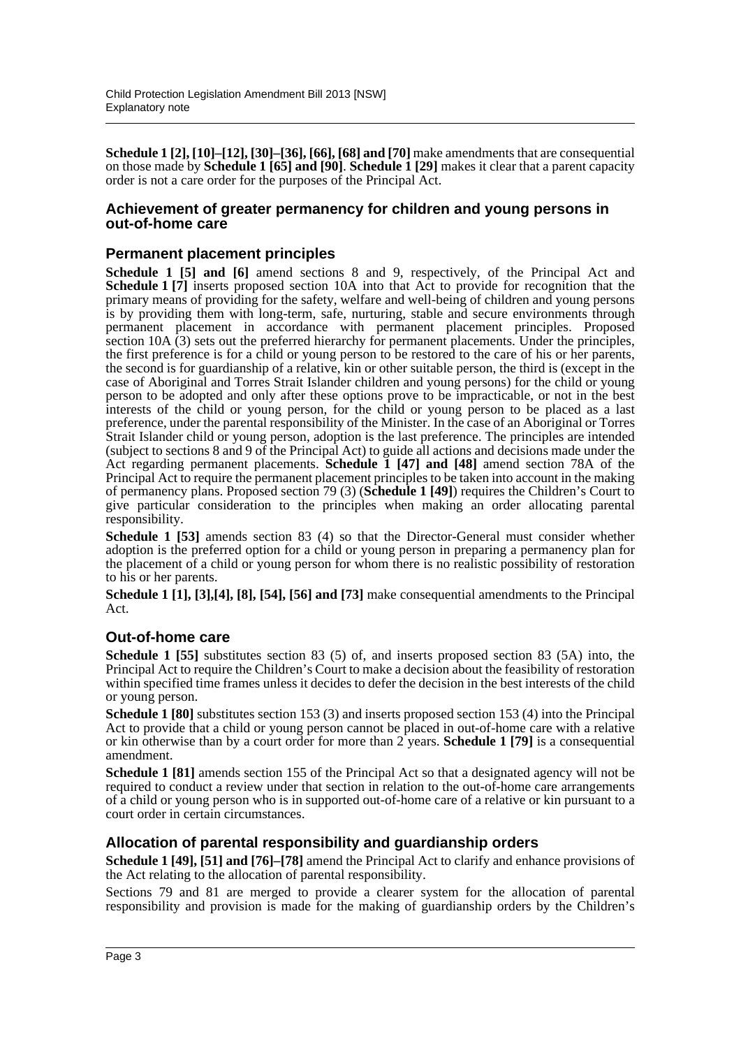**Schedule 1 [2], [10]–[12], [30]–[36], [66], [68] and [70]** make amendments that are consequential on those made by **Schedule 1 [65] and [90]**. **Schedule 1 [29]** makes it clear that a parent capacity order is not a care order for the purposes of the Principal Act.

## Achievement of greater permanency for children and young persons in out-of-home care

### Permanent placement principles

**Schedule 1 [5] and [6]** amend sections 8 and 9, respectively, of the Principal Act and **Schedule 1 [7]** inserts proposed section 10A into that Act to provide for recognition that the primary means of providing for the safety, welfare and well-being of children and young persons is by providing them with long-term, safe, nurturing, stable and secure environments through permanent placement in accordance with permanent placement principles. Proposed section 10A (3) sets out the preferred hierarchy for permanent placements. Under the principles, the first preference is for a child or young person to be restored to the care of his or her parents, the second is for guardianship of a relative, kin or other suitable person, the third is (except in the case of Aboriginal and Torres Strait Islander children and young persons) for the child or young person to be adopted and only after these options prove to be impracticable, or not in the best interests of the child or young person, for the child or young person to be placed as a last preference, under the parental responsibility of the Minister. In the case of an Aboriginal or Torres Strait Islander child or young person, adoption is the last preference. The principles are intended (subject to sections 8 and 9 of the Principal Act) to guide all actions and decisions made under the Act regarding permanent placements. **Schedule 1 [47] and [48]** amend section 78A of the Principal Act to require the permanent placement principles to be taken into account in the making of permanency plans. Proposed section 79 (3) (**Schedule 1 [49]**) requires the Children's Court to give particular consideration to the principles when making an order allocating parental responsibility.

**Schedule 1 [53]** amends section 83 (4) so that the Director-General must consider whether adoption is the preferred option for a child or young person in preparing a permanency plan for the placement of a child or young person for whom there is no realistic possibility of restoration to his or her parents.

**Schedule 1 [1], [3],[4], [8], [54], [56] and [73]** make consequential amendments to the Principal Act.

### Out-of-home care

**Schedule 1 [55]** substitutes section 83 (5) of, and inserts proposed section 83 (5A) into, the Principal Act to require the Children's Court to make a decision about the feasibility of restoration within specified time frames unless it decides to defer the decision in the best interests of the child or young person.

**Schedule 1 [80]** substitutes section 153 (3) and inserts proposed section 153 (4) into the Principal Act to provide that a child or young person cannot be placed in out-of-home care with a relative or kin otherwise than by a court order for more than 2 years. **Schedule 1 [79]** is a consequential amendment.

**Schedule 1 [81]** amends section 155 of the Principal Act so that a designated agency will not be required to conduct a review under that section in relation to the out-of-home care arrangements of a child or young person who is in supported out-of-home care of a relative or kin pursuant to a court order in certain circumstances.

### Allocation of parental responsibility and guardianship orders

**Schedule 1 [49], [51] and [76]–[78]** amend the Principal Act to clarify and enhance provisions of the Act relating to the allocation of parental responsibility.

Sections 79 and 81 are merged to provide a clearer system for the allocation of parental responsibility and provision is made for the making of guardianship orders by the Children's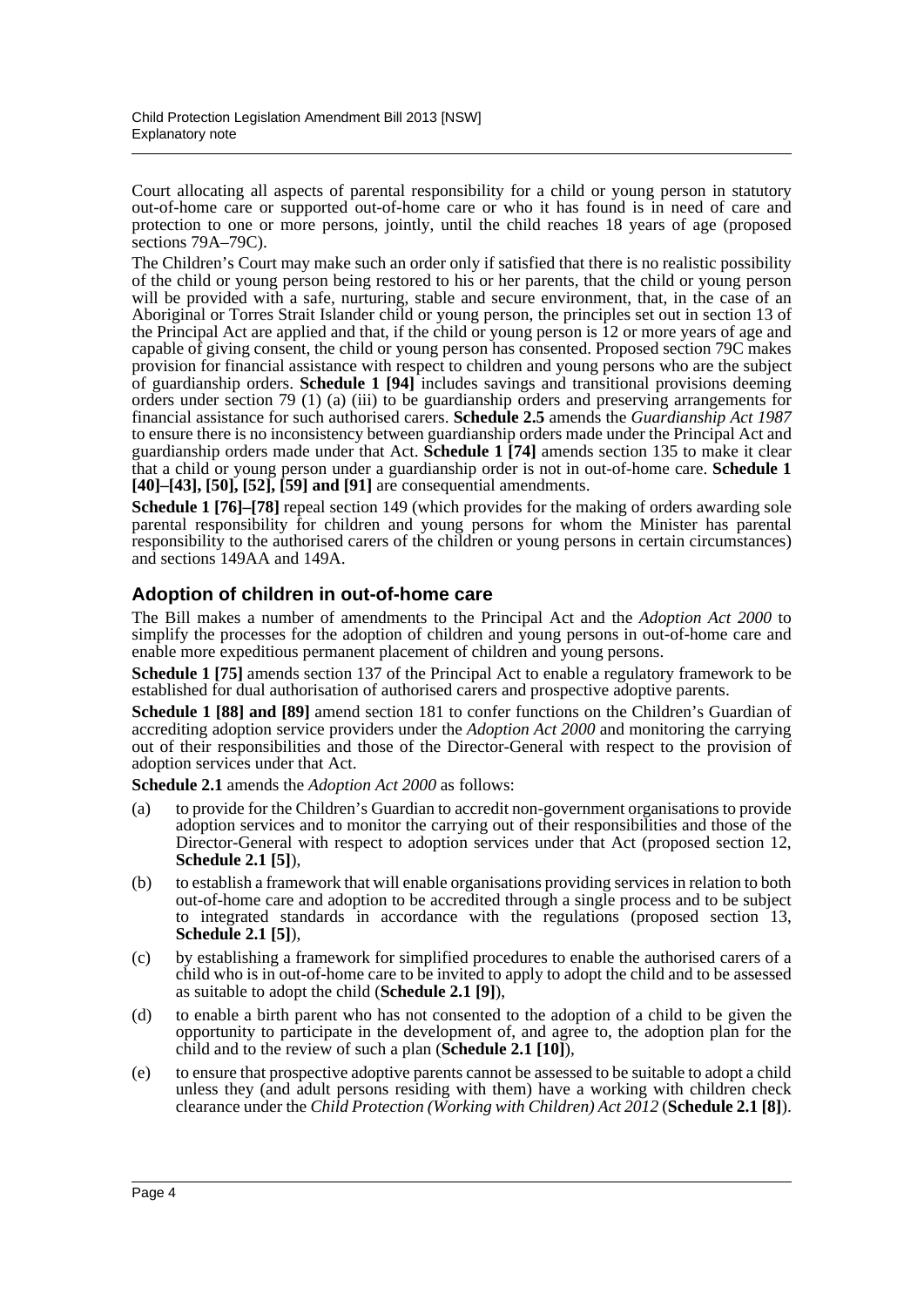Court allocating all aspects of parental responsibility for a child or young person in statutory out-of-home care or supported out-of-home care or who it has found is in need of care and protection to one or more persons, jointly, until the child reaches 18 years of age (proposed sections 79A–79C).

The Children's Court may make such an order only if satisfied that there is no realistic possibility of the child or young person being restored to his or her parents, that the child or young person will be provided with a safe, nurturing, stable and secure environment, that, in the case of an Aboriginal or Torres Strait Islander child or young person, the principles set out in section 13 of the Principal Act are applied and that, if the child or young person is 12 or more years of age and capable of giving consent, the child or young person has consented. Proposed section 79C makes provision for financial assistance with respect to children and young persons who are the subject of guardianship orders. **Schedule 1 [94]** includes savings and transitional provisions deeming orders under section 79 (1) (a) (iii) to be guardianship orders and preserving arrangements for financial assistance for such authorised carers. **Schedule 2.5** amends the *Guardianship Act 1987* to ensure there is no inconsistency between guardianship orders made under the Principal Act and guardianship orders made under that Act. **Schedule 1 [74]** amends section 135 to make it clear that a child or young person under a guardianship order is not in out-of-home care. **Schedule 1 [40]–[43], [50], [52], [59] and [91]** are consequential amendments.

**Schedule 1 [76]–[78]** repeal section 149 (which provides for the making of orders awarding sole parental responsibility for children and young persons for whom the Minister has parental responsibility to the authorised carers of the children or young persons in certain circumstances) and sections 149AA and 149A.

## Adoption of children in out-of-home care

The Bill makes a number of amendments to the Principal Act and the *Adoption Act 2000* to simplify the processes for the adoption of children and young persons in out-of-home care and enable more expeditious permanent placement of children and young persons.

**Schedule 1 [75]** amends section 137 of the Principal Act to enable a regulatory framework to be established for dual authorisation of authorised carers and prospective adoptive parents.

**Schedule 1 [88] and [89]** amend section 181 to confer functions on the Children's Guardian of accrediting adoption service providers under the *Adoption Act 2000* and monitoring the carrying out of their responsibilities and those of the Director-General with respect to the provision of adoption services under that Act.

**Schedule 2.1** amends the *Adoption Act 2000* as follows:

(a) to provide for the Children's Guardian to accredit non-government organisations to provide adoption services and to monitor the carrying out of their responsibilities and those of the Director-General with respect to adoption services under that Act (proposed section 12, **Schedule 2.1 [5]**),

(b) to establish a framework that will enable organisations providing services in relation to both out-of-home care and adoption to be accredited through a single process and to be subject to integrated standards in accordance with the regulations (proposed section 13, **Schedule 2.1 [5]**),

(c) by establishing a framework for simplified procedures to enable the authorised carers of a child who is in out-of-home care to be invited to apply to adopt the child and to be assessed as suitable to adopt the child (**Schedule 2.1 [9]**),

(d) to enable a birth parent who has not consented to the adoption of a child to be given the opportunity to participate in the development of, and agree to, the adoption plan for the child and to the review of such a plan (**Schedule 2.1 [10]**),

(e) to ensure that prospective adoptive parents cannot be assessed to be suitable to adopt a child unless they (and adult persons residing with them) have a working with children check clearance under the *Child Protection (Working with Children) Act 2012* (**Schedule 2.1 [8]**).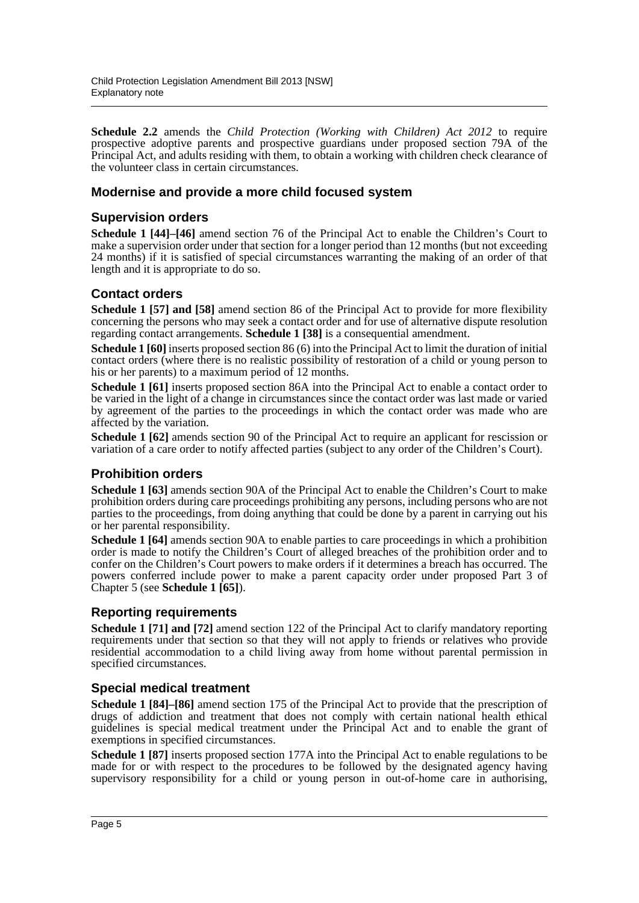**Schedule 2.2** amends the *Child Protection (Working with Children) Act 2012* to require prospective adoptive parents and prospective guardians under proposed section 79A of the Principal Act, and adults residing with them, to obtain a working with children check clearance of the volunteer class in certain circumstances.

## Modernise and provide a more child focused system

### Supervision orders

**Schedule 1 [44]–[46]** amend section 76 of the Principal Act to enable the Children's Court to make a supervision order under that section for a longer period than 12 months (but not exceeding 24 months) if it is satisfied of special circumstances warranting the making of an order of that length and it is appropriate to do so.

### Contact orders

**Schedule 1 [57] and [58]** amend section 86 of the Principal Act to provide for more flexibility concerning the persons who may seek a contact order and for use of alternative dispute resolution regarding contact arrangements. **Schedule 1 [38]** is a consequential amendment.

**Schedule 1 [60]** inserts proposed section 86 (6) into the Principal Act to limit the duration of initial contact orders (where there is no realistic possibility of restoration of a child or young person to his or her parents) to a maximum period of 12 months.

**Schedule 1 [61]** inserts proposed section 86A into the Principal Act to enable a contact order to be varied in the light of a change in circumstances since the contact order was last made or varied by agreement of the parties to the proceedings in which the contact order was made who are affected by the variation.

**Schedule 1 [62]** amends section 90 of the Principal Act to require an applicant for rescission or variation of a care order to notify affected parties (subject to any order of the Children's Court).

### Prohibition orders

**Schedule 1 [63]** amends section 90A of the Principal Act to enable the Children's Court to make prohibition orders during care proceedings prohibiting any persons, including persons who are not parties to the proceedings, from doing anything that could be done by a parent in carrying out his or her parental responsibility.

**Schedule 1 [64]** amends section 90A to enable parties to care proceedings in which a prohibition order is made to notify the Children's Court of alleged breaches of the prohibition order and to confer on the Children's Court powers to make orders if it determines a breach has occurred. The powers conferred include power to make a parent capacity order under proposed Part 3 of Chapter 5 (see **Schedule 1 [65]**).

### Reporting requirements

**Schedule 1 [71] and [72]** amend section 122 of the Principal Act to clarify mandatory reporting requirements under that section so that they will not apply to friends or relatives who provide residential accommodation to a child living away from home without parental permission in specified circumstances.

### Special medical treatment

**Schedule 1 [84]–[86]** amend section 175 of the Principal Act to provide that the prescription of drugs of addiction and treatment that does not comply with certain national health ethical guidelines is special medical treatment under the Principal Act and to enable the grant of exemptions in specified circumstances.

**Schedule 1 [87]** inserts proposed section 177A into the Principal Act to enable regulations to be made for or with respect to the procedures to be followed by the designated agency having supervisory responsibility for a child or young person in out-of-home care in authorising,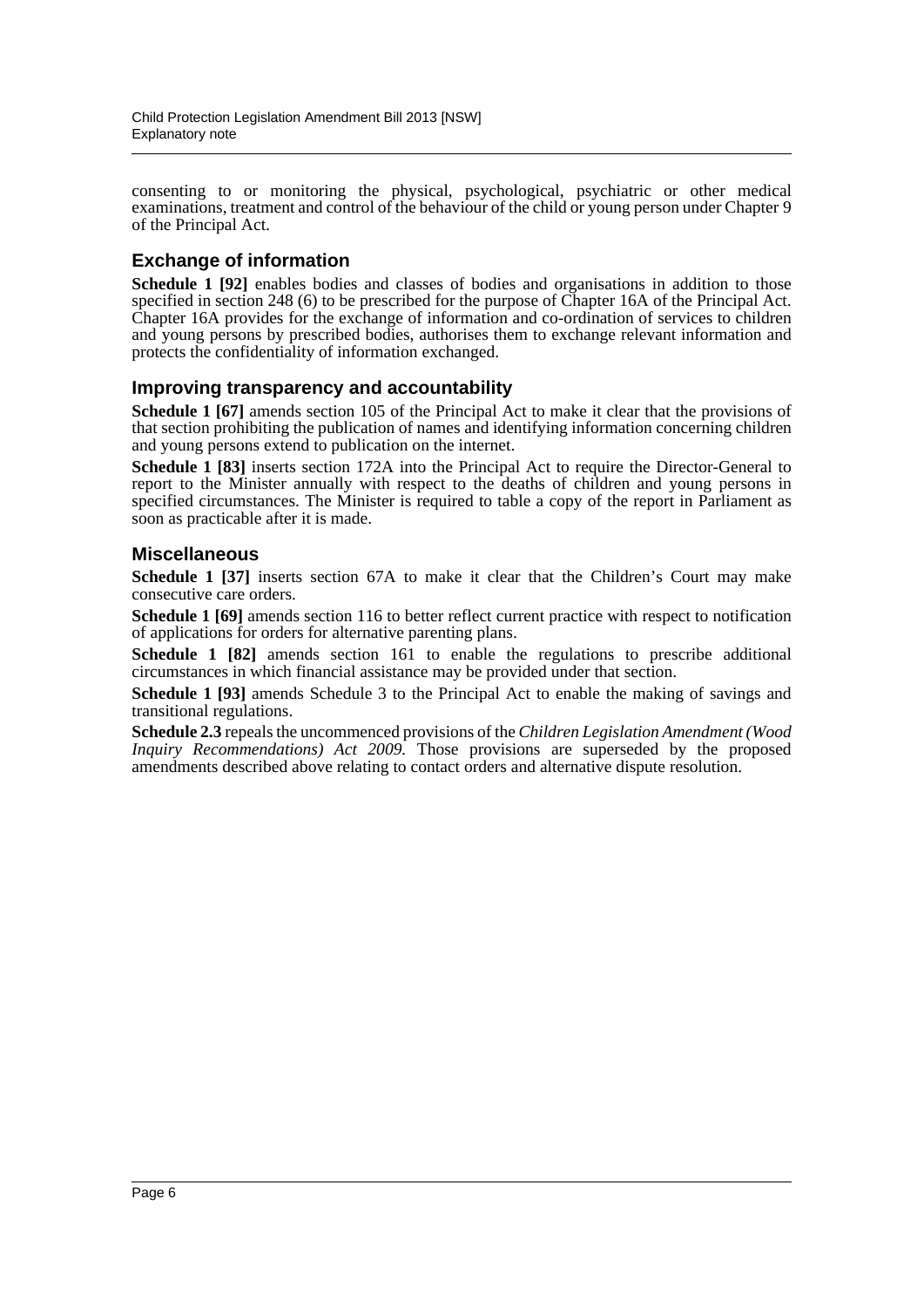consenting to or monitoring the physical, psychological, psychiatric or other medical examinations, treatment and control of the behaviour of the child or young person under Chapter 9 of the Principal Act.

## Exchange of information

**Schedule 1 [92]** enables bodies and classes of bodies and organisations in addition to those specified in section 248 (6) to be prescribed for the purpose of Chapter 16A of the Principal Act. Chapter 16A provides for the exchange of information and co-ordination of services to children and young persons by prescribed bodies, authorises them to exchange relevant information and protects the confidentiality of information exchanged.

## Improving transparency and accountability

**Schedule 1 [67]** amends section 105 of the Principal Act to make it clear that the provisions of that section prohibiting the publication of names and identifying information concerning children and young persons extend to publication on the internet.

**Schedule 1 [83]** inserts section 172A into the Principal Act to require the Director-General to report to the Minister annually with respect to the deaths of children and young persons in specified circumstances. The Minister is required to table a copy of the report in Parliament as soon as practicable after it is made.

## Miscellaneous

**Schedule 1 [37]** inserts section 67A to make it clear that the Children's Court may make consecutive care orders.

**Schedule 1 [69]** amends section 116 to better reflect current practice with respect to notification of applications for orders for alternative parenting plans.

**Schedule 1 [82]** amends section 161 to enable the regulations to prescribe additional circumstances in which financial assistance may be provided under that section.

**Schedule 1 [93]** amends Schedule 3 to the Principal Act to enable the making of savings and transitional regulations.

**Schedule 2.3** repeals the uncommenced provisions of the *Children Legislation Amendment (Wood Inquiry Recommendations) Act 2009*. Those provisions are superseded by the proposed amendments described above relating to contact orders and alternative dispute resolution.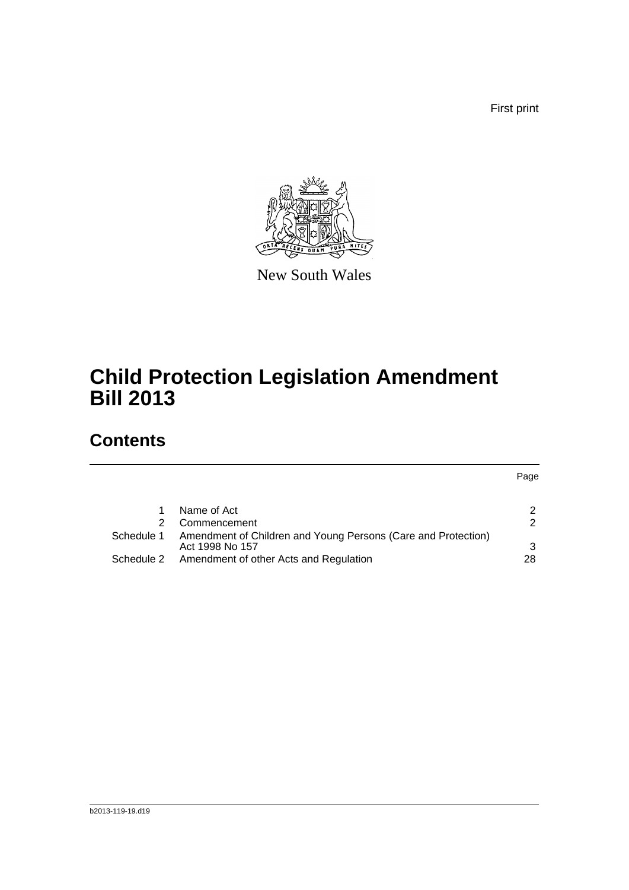First print

New South Wales

# Child Protection Legislation Amendment Bill 2013

## Contents

| | | Page |
|---|---|---|
| 1 | Name of Act | 2 |
| 2 | Commencement | 2 |
| Schedule 1 | Amendment of Children and Young Persons (Care and Protection) Act 1998 No 157 | 3 |
| Schedule 2 | Amendment of other Acts and Regulation | 28 |

b2013-119-19.d19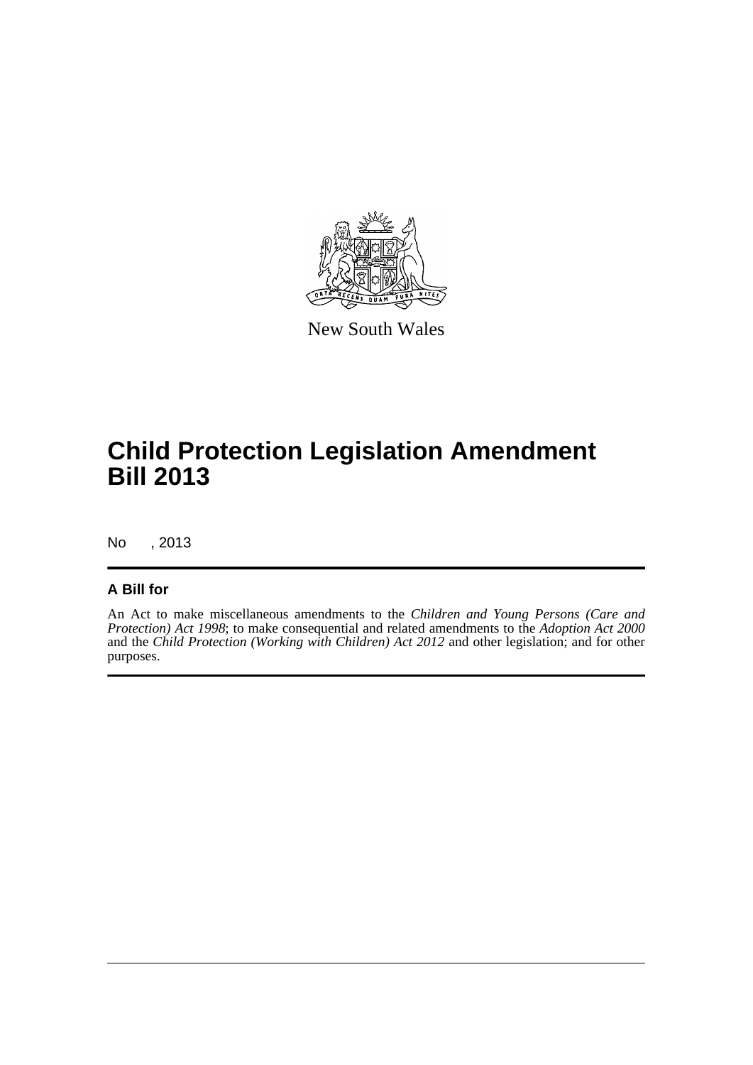New South Wales

# Child Protection Legislation Amendment Bill 2013

No , 2013

## A Bill for

An Act to make miscellaneous amendments to the *Children and Young Persons (Care and Protection) Act 1998*; to make consequential and related amendments to the *Adoption Act 2000* and the *Child Protection (Working with Children) Act 2012* and other legislation; and for other purposes.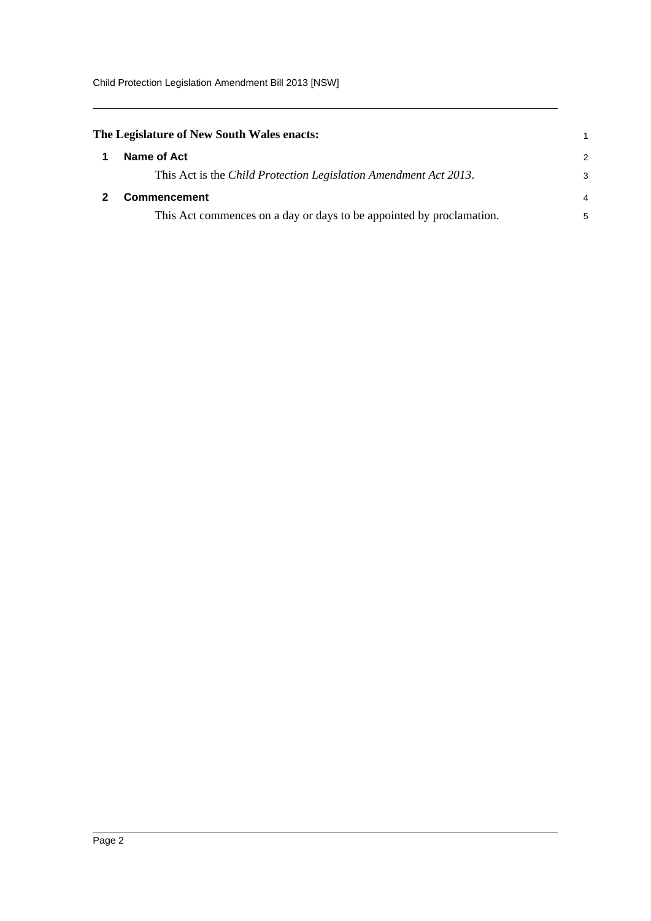**The Legislature of New South Wales enacts:**

## 1 Name of Act

This Act is the *Child Protection Legislation Amendment Act 2013*.

## 2 Commencement

This Act commences on a day or days to be appointed by proclamation.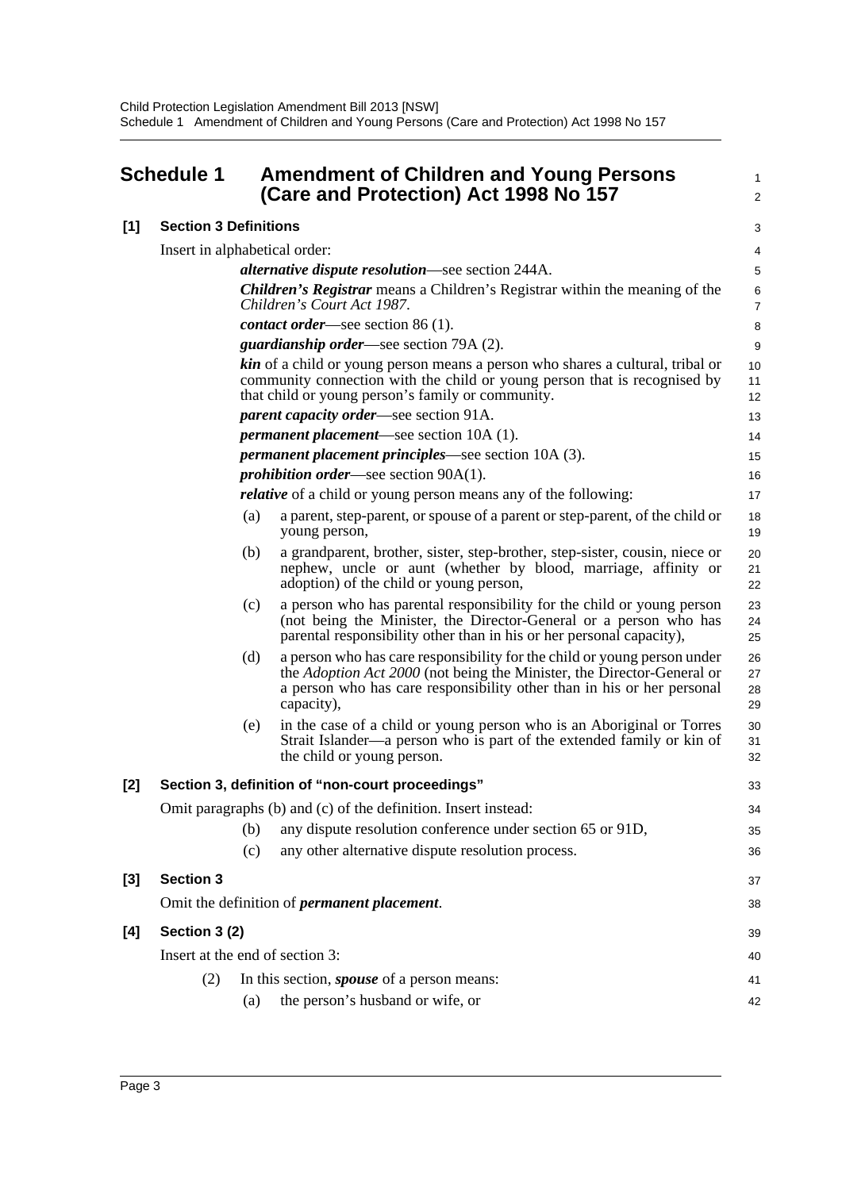## Schedule 1 Amendment of Children and Young Persons (Care and Protection) Act 1998 No 157

### [1] Section 3 Definitions

Insert in alphabetical order:

***alternative dispute resolution***—see section 244A.

***Children's Registrar*** means a Children's Registrar within the meaning of the *Children's Court Act 1987*.

***contact order***—see section 86 (1).

***guardianship order***—see section 79A (2).

***kin*** of a child or young person means a person who shares a cultural, tribal or community connection with the child or young person that is recognised by that child or young person's family or community.

***parent capacity order***—see section 91A.

***permanent placement***—see section 10A (1).

***permanent placement principles***—see section 10A (3).

***prohibition order***—see section 90A(1).

***relative*** of a child or young person means any of the following:

(a) a parent, step-parent, or spouse of a parent or step-parent, of the child or young person,

(b) a grandparent, brother, sister, step-brother, step-sister, cousin, niece or nephew, uncle or aunt (whether by blood, marriage, affinity or adoption) of the child or young person,

(c) a person who has parental responsibility for the child or young person (not being the Minister, the Director-General or a person who has parental responsibility other than in his or her personal capacity),

(d) a person who has care responsibility for the child or young person under the *Adoption Act 2000* (not being the Minister, the Director-General or a person who has care responsibility other than in his or her personal capacity),

(e) in the case of a child or young person who is an Aboriginal or Torres Strait Islander—a person who is part of the extended family or kin of the child or young person.

### [2] Section 3, definition of "non-court proceedings"

Omit paragraphs (b) and (c) of the definition. Insert instead:

(b) any dispute resolution conference under section 65 or 91D,

(c) any other alternative dispute resolution process.

### [3] Section 3

Omit the definition of ***permanent placement***.

### [4] Section 3 (2)

Insert at the end of section 3:

(2) In this section, ***spouse*** of a person means:

(a) the person's husband or wife, or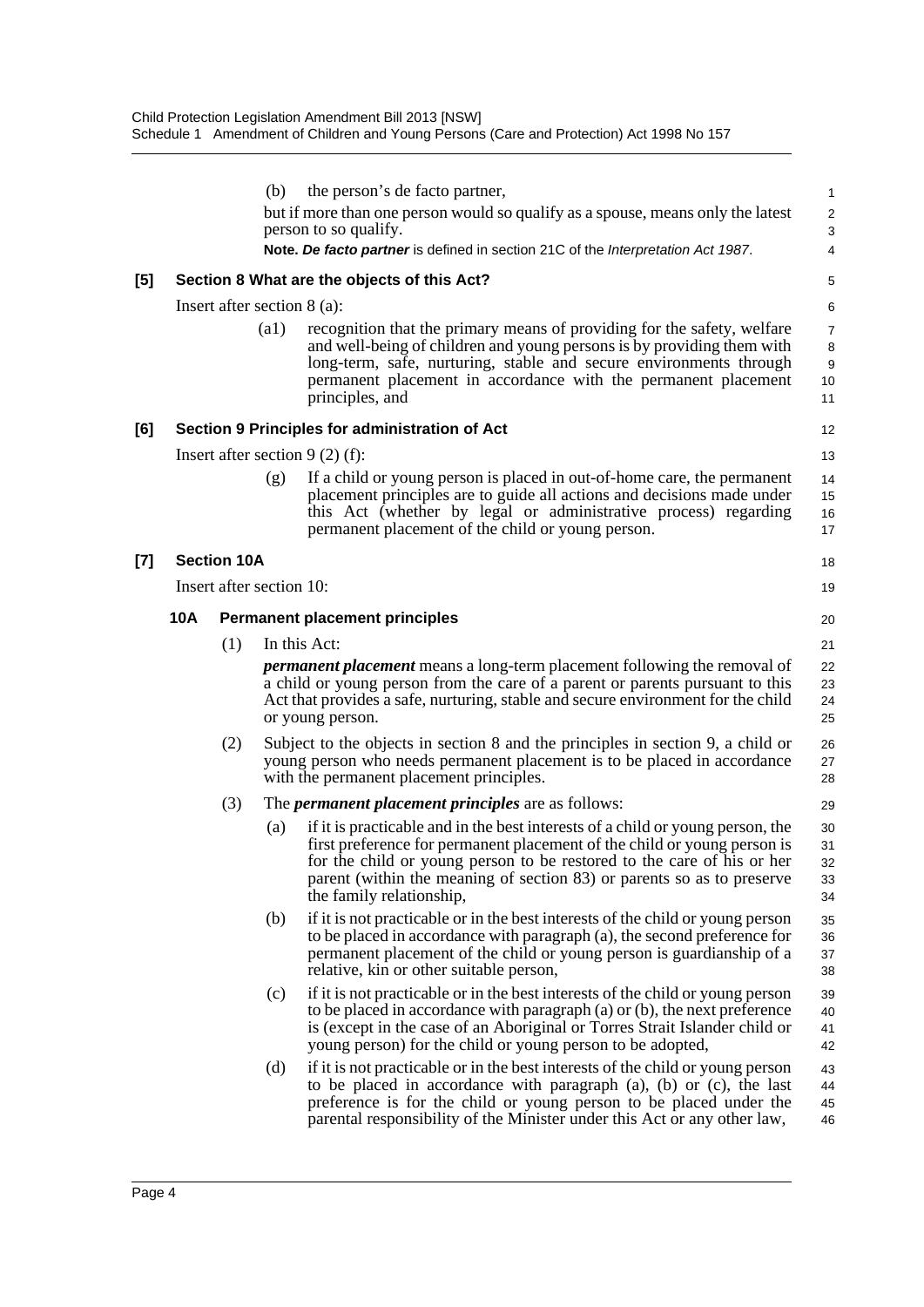(b) the person's de facto partner,

but if more than one person would so qualify as a spouse, means only the latest person to so qualify.

**Note.** ***De facto partner*** is defined in section 21C of the *Interpretation Act 1987*.

### [5] Section 8 What are the objects of this Act?

Insert after section 8 (a):

(a1) recognition that the primary means of providing for the safety, welfare and well-being of children and young persons is by providing them with long-term, safe, nurturing, stable and secure environments through permanent placement in accordance with the permanent placement principles, and

### [6] Section 9 Principles for administration of Act

Insert after section 9 (2) (f):

(g) If a child or young person is placed in out-of-home care, the permanent placement principles are to guide all actions and decisions made under this Act (whether by legal or administrative process) regarding permanent placement of the child or young person.

### [7] Section 10A

Insert after section 10:

#### 10A Permanent placement principles

(1) In this Act:

***permanent placement*** means a long-term placement following the removal of a child or young person from the care of a parent or parents pursuant to this Act that provides a safe, nurturing, stable and secure environment for the child or young person.

(2) Subject to the objects in section 8 and the principles in section 9, a child or young person who needs permanent placement is to be placed in accordance with the permanent placement principles.

(3) The ***permanent placement principles*** are as follows:

(a) if it is practicable and in the best interests of a child or young person, the first preference for permanent placement of the child or young person is for the child or young person to be restored to the care of his or her parent (within the meaning of section 83) or parents so as to preserve the family relationship,

(b) if it is not practicable or in the best interests of the child or young person to be placed in accordance with paragraph (a), the second preference for permanent placement of the child or young person is guardianship of a relative, kin or other suitable person,

(c) if it is not practicable or in the best interests of the child or young person to be placed in accordance with paragraph (a) or (b), the next preference is (except in the case of an Aboriginal or Torres Strait Islander child or young person) for the child or young person to be adopted,

(d) if it is not practicable or in the best interests of the child or young person to be placed in accordance with paragraph (a), (b) or (c), the last preference is for the child or young person to be placed under the parental responsibility of the Minister under this Act or any other law,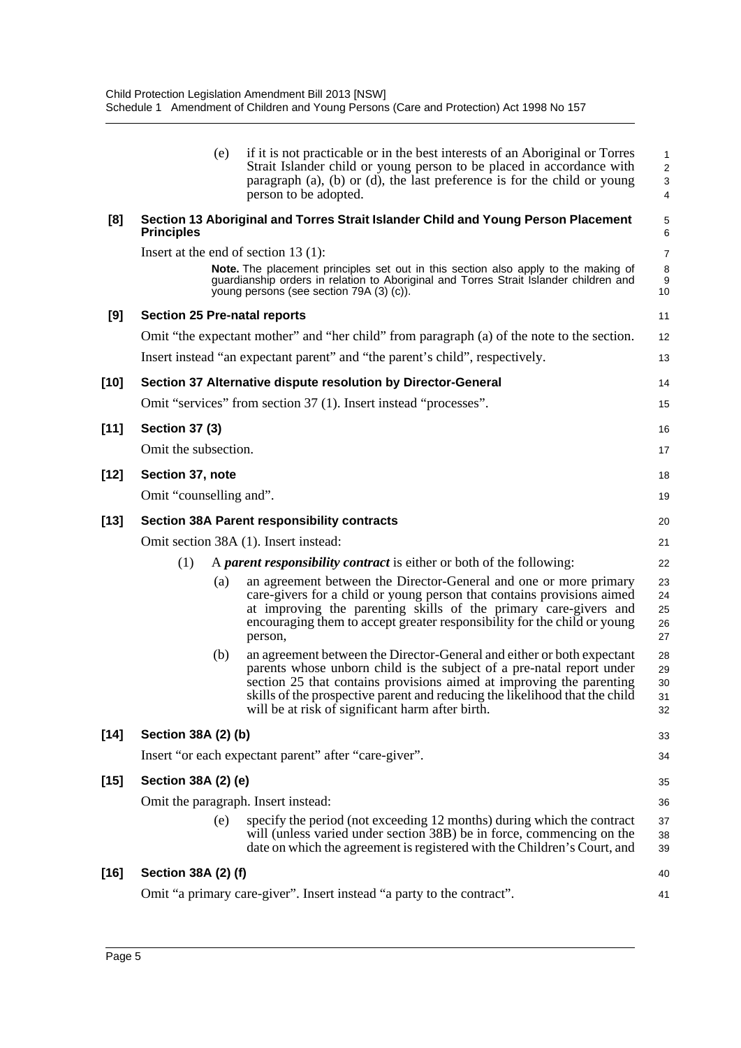(e) if it is not practicable or in the best interests of an Aboriginal or Torres Strait Islander child or young person to be placed in accordance with paragraph (a), (b) or (d), the last preference is for the child or young person to be adopted.

**[8] Section 13 Aboriginal and Torres Strait Islander Child and Young Person Placement Principles**

Insert at the end of section 13 (1):

**Note.** The placement principles set out in this section also apply to the making of guardianship orders in relation to Aboriginal and Torres Strait Islander children and young persons (see section 79A (3) (c)).

**[9] Section 25 Pre-natal reports**

Omit "the expectant mother" and "her child" from paragraph (a) of the note to the section.

Insert instead "an expectant parent" and "the parent's child", respectively.

**[10] Section 37 Alternative dispute resolution by Director-General**

Omit "services" from section 37 (1). Insert instead "processes".

**[11] Section 37 (3)**

Omit the subsection.

**[12] Section 37, note**

Omit "counselling and".

**[13] Section 38A Parent responsibility contracts**

Omit section 38A (1). Insert instead:

(1) A ***parent responsibility contract*** is either or both of the following:

(a) an agreement between the Director-General and one or more primary care-givers for a child or young person that contains provisions aimed at improving the parenting skills of the primary care-givers and encouraging them to accept greater responsibility for the child or young person,

(b) an agreement between the Director-General and either or both expectant parents whose unborn child is the subject of a pre-natal report under section 25 that contains provisions aimed at improving the parenting skills of the prospective parent and reducing the likelihood that the child will be at risk of significant harm after birth.

**[14] Section 38A (2) (b)**

Insert "or each expectant parent" after "care-giver".

**[15] Section 38A (2) (e)**

Omit the paragraph. Insert instead:

(e) specify the period (not exceeding 12 months) during which the contract will (unless varied under section 38B) be in force, commencing on the date on which the agreement is registered with the Children's Court, and

**[16] Section 38A (2) (f)**

Omit "a primary care-giver". Insert instead "a party to the contract".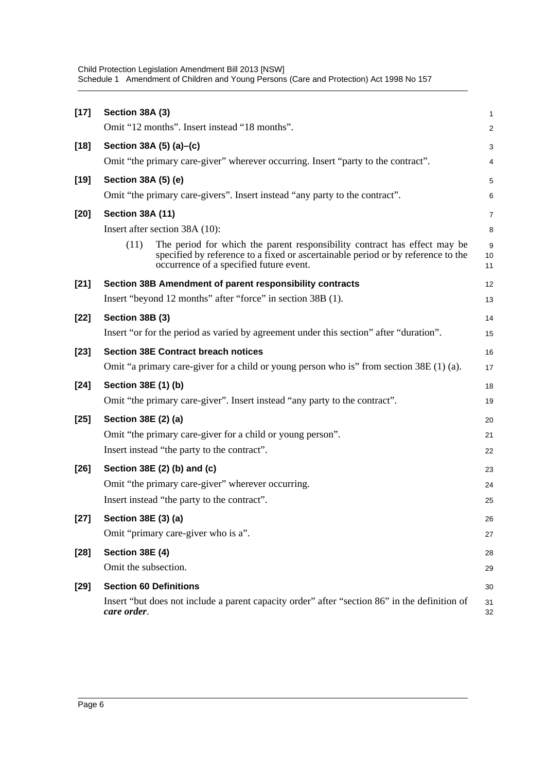**[17] Section 38A (3)**

Omit "12 months". Insert instead "18 months".

**[18] Section 38A (5) (a)–(c)**

Omit "the primary care-giver" wherever occurring. Insert "party to the contract".

**[19] Section 38A (5) (e)**

Omit "the primary care-givers". Insert instead "any party to the contract".

**[20] Section 38A (11)**

Insert after section 38A (10):

(11) The period for which the parent responsibility contract has effect may be specified by reference to a fixed or ascertainable period or by reference to the occurrence of a specified future event.

**[21] Section 38B Amendment of parent responsibility contracts**

Insert "beyond 12 months" after "force" in section 38B (1).

**[22] Section 38B (3)**

Insert "or for the period as varied by agreement under this section" after "duration".

**[23] Section 38E Contract breach notices**

Omit "a primary care-giver for a child or young person who is" from section 38E (1) (a).

**[24] Section 38E (1) (b)**

Omit "the primary care-giver". Insert instead "any party to the contract".

**[25] Section 38E (2) (a)**

Omit "the primary care-giver for a child or young person".

Insert instead "the party to the contract".

**[26] Section 38E (2) (b) and (c)**

Omit "the primary care-giver" wherever occurring.

Insert instead "the party to the contract".

**[27] Section 38E (3) (a)**

Omit "primary care-giver who is a".

**[28] Section 38E (4)**

Omit the subsection.

**[29] Section 60 Definitions**

Insert "but does not include a parent capacity order" after "section 86" in the definition of ***care order***.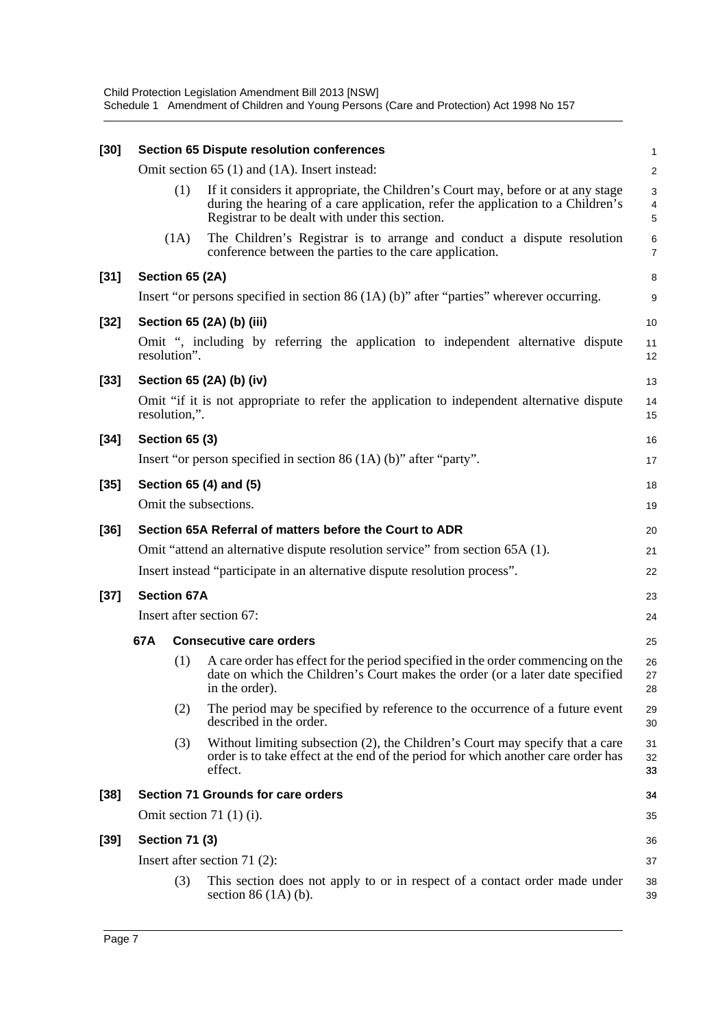**[30] Section 65 Dispute resolution conferences**

Omit section 65 (1) and (1A). Insert instead:

(1) If it considers it appropriate, the Children's Court may, before or at any stage during the hearing of a care application, refer the application to a Children's Registrar to be dealt with under this section.

(1A) The Children's Registrar is to arrange and conduct a dispute resolution conference between the parties to the care application.

**[31] Section 65 (2A)**

Insert "or persons specified in section 86 (1A) (b)" after "parties" wherever occurring.

**[32] Section 65 (2A) (b) (iii)**

Omit ", including by referring the application to independent alternative dispute resolution".

**[33] Section 65 (2A) (b) (iv)**

Omit "if it is not appropriate to refer the application to independent alternative dispute resolution,".

**[34] Section 65 (3)**

Insert "or person specified in section 86 (1A) (b)" after "party".

**[35] Section 65 (4) and (5)**

Omit the subsections.

**[36] Section 65A Referral of matters before the Court to ADR**

Omit "attend an alternative dispute resolution service" from section 65A (1).

Insert instead "participate in an alternative dispute resolution process".

**[37] Section 67A**

Insert after section 67:

**67A Consecutive care orders**

(1) A care order has effect for the period specified in the order commencing on the date on which the Children's Court makes the order (or a later date specified in the order).

(2) The period may be specified by reference to the occurrence of a future event described in the order.

(3) Without limiting subsection (2), the Children's Court may specify that a care order is to take effect at the end of the period for which another care order has effect.

**[38] Section 71 Grounds for care orders**

Omit section 71 (1) (i).

**[39] Section 71 (3)**

Insert after section 71 (2):

(3) This section does not apply to or in respect of a contact order made under section 86 (1A) (b).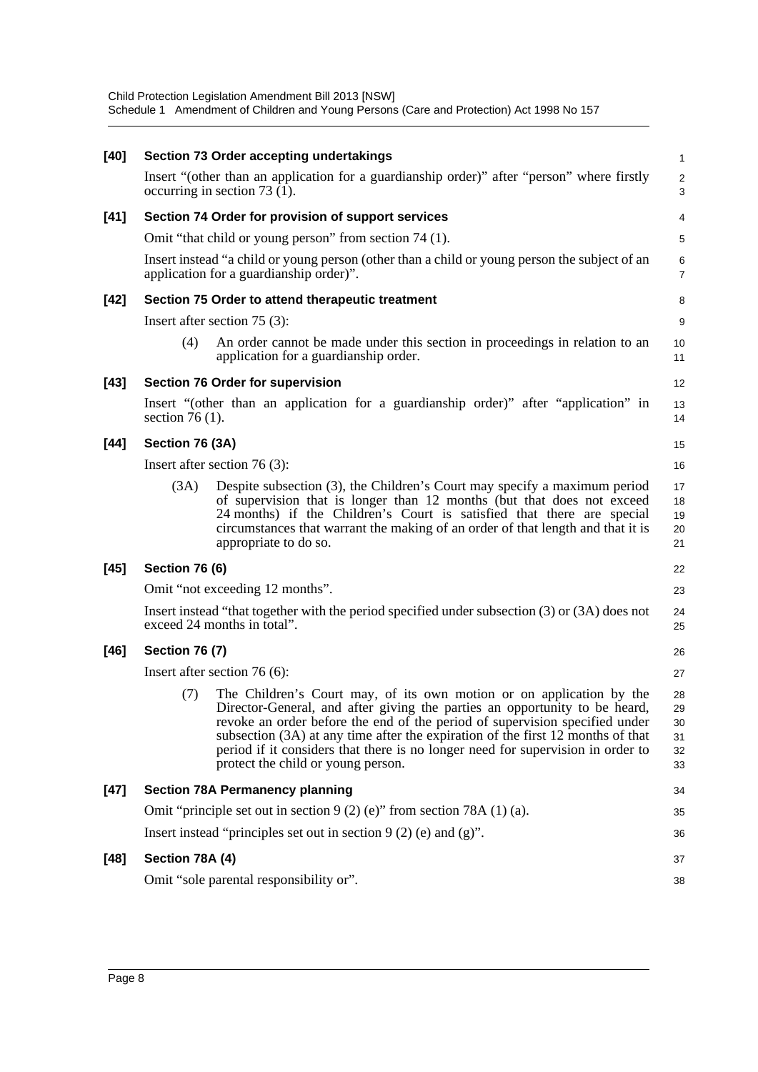**[40] Section 73 Order accepting undertakings**

Insert "(other than an application for a guardianship order)" after "person" where firstly occurring in section 73 (1).

**[41] Section 74 Order for provision of support services**

Omit "that child or young person" from section 74 (1).

Insert instead "a child or young person (other than a child or young person the subject of an application for a guardianship order)".

**[42] Section 75 Order to attend therapeutic treatment**

Insert after section 75 (3):

(4) An order cannot be made under this section in proceedings in relation to an application for a guardianship order.

**[43] Section 76 Order for supervision**

Insert "(other than an application for a guardianship order)" after "application" in section 76 (1).

**[44] Section 76 (3A)**

Insert after section 76 (3):

(3A) Despite subsection (3), the Children's Court may specify a maximum period of supervision that is longer than 12 months (but that does not exceed 24 months) if the Children's Court is satisfied that there are special circumstances that warrant the making of an order of that length and that it is appropriate to do so.

**[45] Section 76 (6)**

Omit "not exceeding 12 months".

Insert instead "that together with the period specified under subsection (3) or (3A) does not exceed 24 months in total".

**[46] Section 76 (7)**

Insert after section 76 (6):

(7) The Children's Court may, of its own motion or on application by the Director-General, and after giving the parties an opportunity to be heard, revoke an order before the end of the period of supervision specified under subsection (3A) at any time after the expiration of the first 12 months of that period if it considers that there is no longer need for supervision in order to protect the child or young person.

**[47] Section 78A Permanency planning**

Omit "principle set out in section 9 (2) (e)" from section 78A (1) (a).

Insert instead "principles set out in section 9 (2) (e) and (g)".

**[48] Section 78A (4)**

Omit "sole parental responsibility or".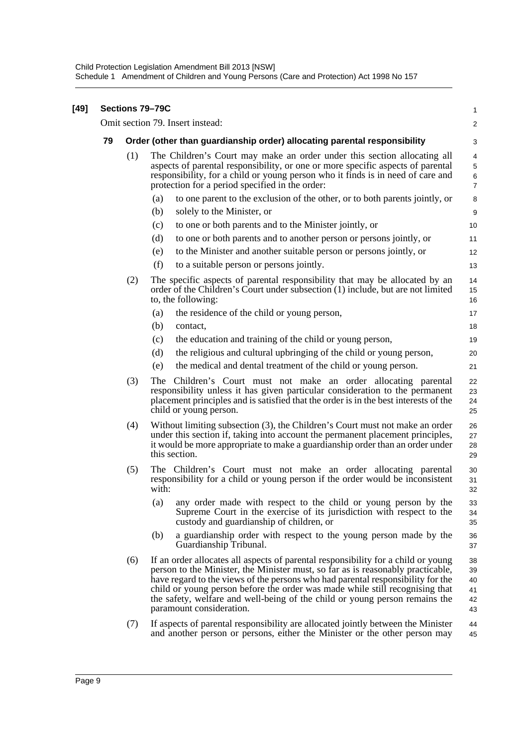**[49] Sections 79–79C**

Omit section 79. Insert instead:

**79 Order (other than guardianship order) allocating parental responsibility**

(1) The Children's Court may make an order under this section allocating all aspects of parental responsibility, or one or more specific aspects of parental responsibility, for a child or young person who it finds is in need of care and protection for a period specified in the order:

(a) to one parent to the exclusion of the other, or to both parents jointly, or

(b) solely to the Minister, or

(c) to one or both parents and to the Minister jointly, or

(d) to one or both parents and to another person or persons jointly, or

(e) to the Minister and another suitable person or persons jointly, or

(f) to a suitable person or persons jointly.

(2) The specific aspects of parental responsibility that may be allocated by an order of the Children's Court under subsection (1) include, but are not limited to, the following:

(a) the residence of the child or young person,

(b) contact,

(c) the education and training of the child or young person,

(d) the religious and cultural upbringing of the child or young person,

(e) the medical and dental treatment of the child or young person.

(3) The Children's Court must not make an order allocating parental responsibility unless it has given particular consideration to the permanent placement principles and is satisfied that the order is in the best interests of the child or young person.

(4) Without limiting subsection (3), the Children's Court must not make an order under this section if, taking into account the permanent placement principles, it would be more appropriate to make a guardianship order than an order under this section.

(5) The Children's Court must not make an order allocating parental responsibility for a child or young person if the order would be inconsistent with:

(a) any order made with respect to the child or young person by the Supreme Court in the exercise of its jurisdiction with respect to the custody and guardianship of children, or

(b) a guardianship order with respect to the young person made by the Guardianship Tribunal.

(6) If an order allocates all aspects of parental responsibility for a child or young person to the Minister, the Minister must, so far as is reasonably practicable, have regard to the views of the persons who had parental responsibility for the child or young person before the order was made while still recognising that the safety, welfare and well-being of the child or young person remains the paramount consideration.

(7) If aspects of parental responsibility are allocated jointly between the Minister and another person or persons, either the Minister or the other person may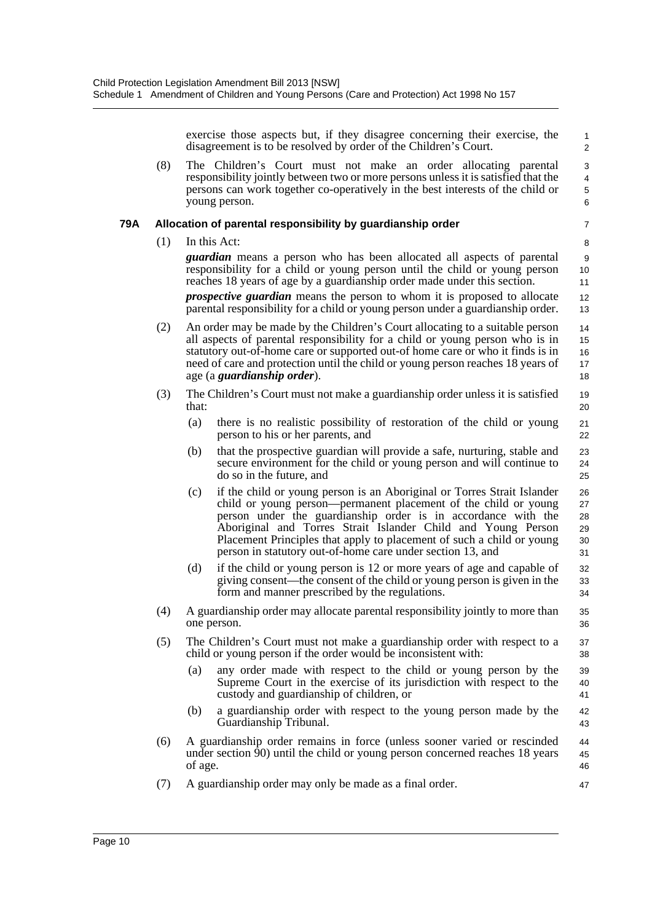exercise those aspects but, if they disagree concerning their exercise, the disagreement is to be resolved by order of the Children's Court.

(8) The Children's Court must not make an order allocating parental responsibility jointly between two or more persons unless it is satisfied that the persons can work together co-operatively in the best interests of the child or young person.

### 79A Allocation of parental responsibility by guardianship order

(1) In this Act:

***guardian*** means a person who has been allocated all aspects of parental responsibility for a child or young person until the child or young person reaches 18 years of age by a guardianship order made under this section.

***prospective guardian*** means the person to whom it is proposed to allocate parental responsibility for a child or young person under a guardianship order.

(2) An order may be made by the Children's Court allocating to a suitable person all aspects of parental responsibility for a child or young person who is in statutory out-of-home care or supported out-of home care or who it finds is in need of care and protection until the child or young person reaches 18 years of age (a ***guardianship order***).

(3) The Children's Court must not make a guardianship order unless it is satisfied that:

- (a) there is no realistic possibility of restoration of the child or young person to his or her parents, and
- (b) that the prospective guardian will provide a safe, nurturing, stable and secure environment for the child or young person and will continue to do so in the future, and
- (c) if the child or young person is an Aboriginal or Torres Strait Islander child or young person—permanent placement of the child or young person under the guardianship order is in accordance with the Aboriginal and Torres Strait Islander Child and Young Person Placement Principles that apply to placement of such a child or young person in statutory out-of-home care under section 13, and
- (d) if the child or young person is 12 or more years of age and capable of giving consent—the consent of the child or young person is given in the form and manner prescribed by the regulations.

(4) A guardianship order may allocate parental responsibility jointly to more than one person.

(5) The Children's Court must not make a guardianship order with respect to a child or young person if the order would be inconsistent with:

- (a) any order made with respect to the child or young person by the Supreme Court in the exercise of its jurisdiction with respect to the custody and guardianship of children, or
- (b) a guardianship order with respect to the young person made by the Guardianship Tribunal.

(6) A guardianship order remains in force (unless sooner varied or rescinded under section 90) until the child or young person concerned reaches 18 years of age.

(7) A guardianship order may only be made as a final order.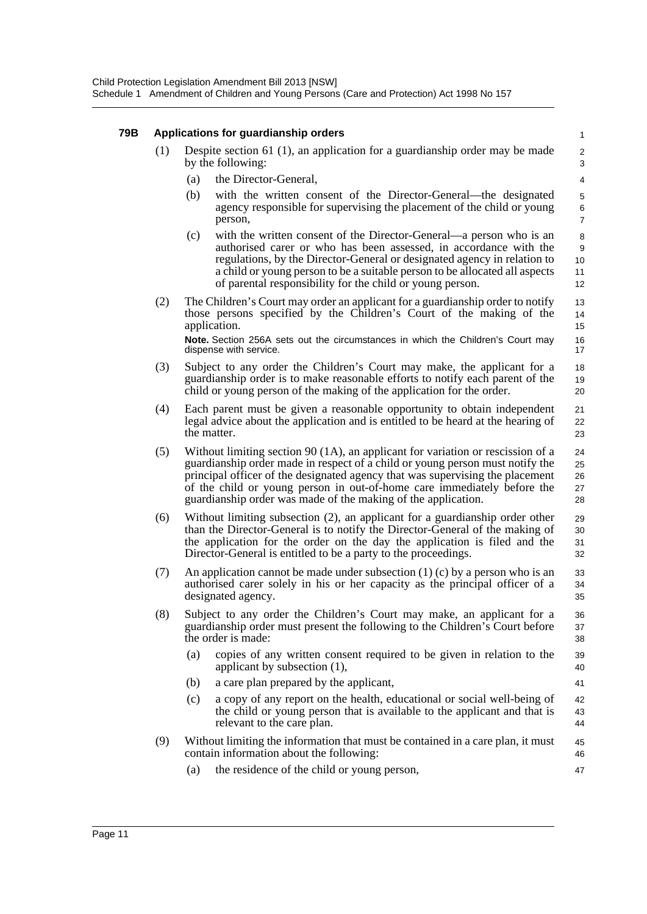**79B Applications for guardianship orders**

(1) Despite section 61 (1), an application for a guardianship order may be made by the following:

(a) the Director-General,

(b) with the written consent of the Director-General—the designated agency responsible for supervising the placement of the child or young person,

(c) with the written consent of the Director-General—a person who is an authorised carer or who has been assessed, in accordance with the regulations, by the Director-General or designated agency in relation to a child or young person to be a suitable person to be allocated all aspects of parental responsibility for the child or young person.

(2) The Children's Court may order an applicant for a guardianship order to notify those persons specified by the Children's Court of the making of the application.

**Note.** Section 256A sets out the circumstances in which the Children's Court may dispense with service.

(3) Subject to any order the Children's Court may make, the applicant for a guardianship order is to make reasonable efforts to notify each parent of the child or young person of the making of the application for the order.

(4) Each parent must be given a reasonable opportunity to obtain independent legal advice about the application and is entitled to be heard at the hearing of the matter.

(5) Without limiting section 90 (1A), an applicant for variation or rescission of a guardianship order made in respect of a child or young person must notify the principal officer of the designated agency that was supervising the placement of the child or young person in out-of-home care immediately before the guardianship order was made of the making of the application.

(6) Without limiting subsection (2), an applicant for a guardianship order other than the Director-General is to notify the Director-General of the making of the application for the order on the day the application is filed and the Director-General is entitled to be a party to the proceedings.

(7) An application cannot be made under subsection (1) (c) by a person who is an authorised carer solely in his or her capacity as the principal officer of a designated agency.

(8) Subject to any order the Children's Court may make, an applicant for a guardianship order must present the following to the Children's Court before the order is made:

(a) copies of any written consent required to be given in relation to the applicant by subsection (1),

(b) a care plan prepared by the applicant,

(c) a copy of any report on the health, educational or social well-being of the child or young person that is available to the applicant and that is relevant to the care plan.

(9) Without limiting the information that must be contained in a care plan, it must contain information about the following:

(a) the residence of the child or young person,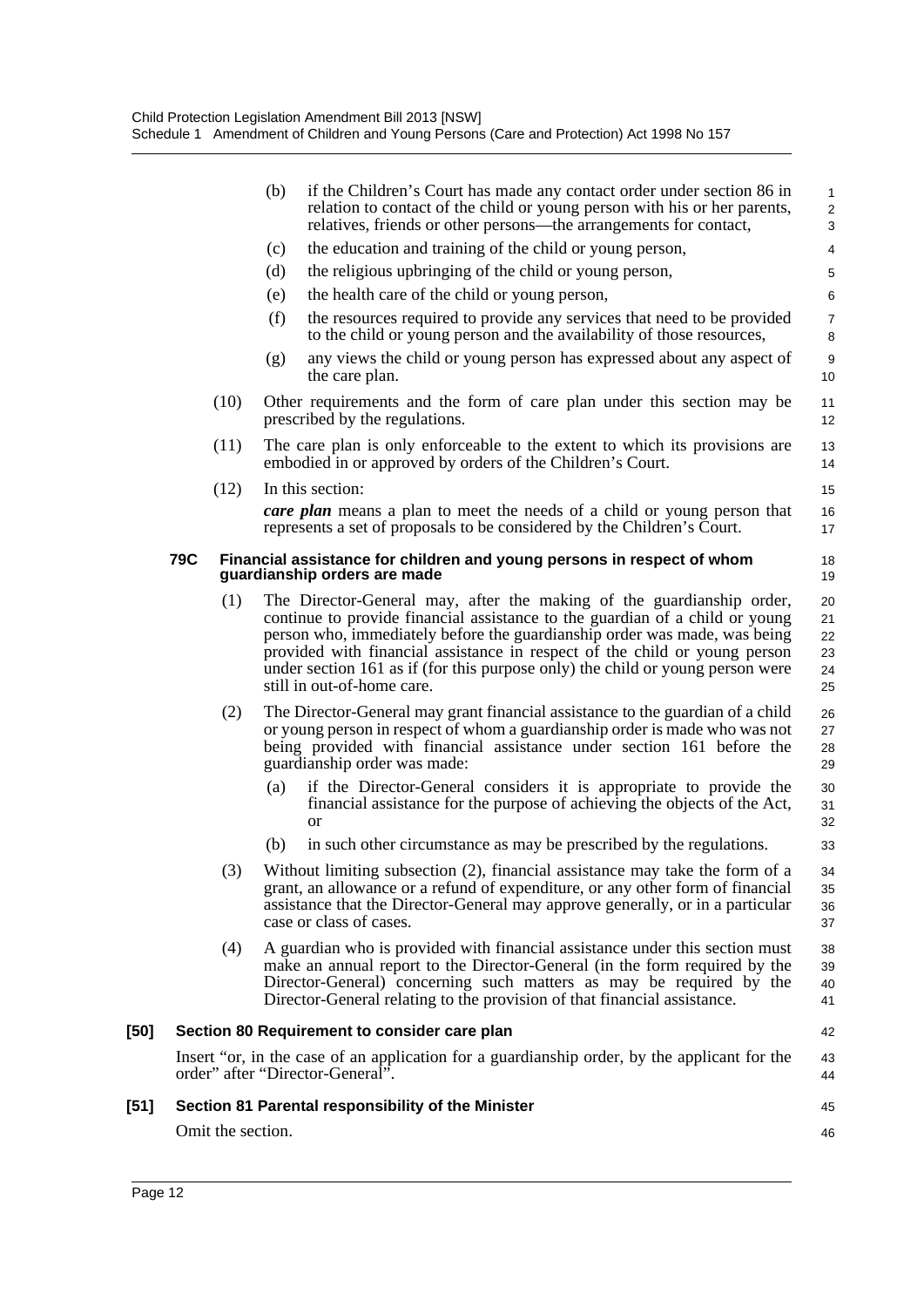(b) if the Children's Court has made any contact order under section 86 in relation to contact of the child or young person with his or her parents, relatives, friends or other persons—the arrangements for contact,

(c) the education and training of the child or young person,

(d) the religious upbringing of the child or young person,

(e) the health care of the child or young person,

(f) the resources required to provide any services that need to be provided to the child or young person and the availability of those resources,

(g) any views the child or young person has expressed about any aspect of the care plan.

(10) Other requirements and the form of care plan under this section may be prescribed by the regulations.

(11) The care plan is only enforceable to the extent to which its provisions are embodied in or approved by orders of the Children's Court.

(12) In this section:

***care plan*** means a plan to meet the needs of a child or young person that represents a set of proposals to be considered by the Children's Court.

#### 79C Financial assistance for children and young persons in respect of whom guardianship orders are made

(1) The Director-General may, after the making of the guardianship order, continue to provide financial assistance to the guardian of a child or young person who, immediately before the guardianship order was made, was being provided with financial assistance in respect of the child or young person under section 161 as if (for this purpose only) the child or young person were still in out-of-home care.

(2) The Director-General may grant financial assistance to the guardian of a child or young person in respect of whom a guardianship order is made who was not being provided with financial assistance under section 161 before the guardianship order was made:

(a) if the Director-General considers it is appropriate to provide the financial assistance for the purpose of achieving the objects of the Act, or

(b) in such other circumstance as may be prescribed by the regulations.

(3) Without limiting subsection (2), financial assistance may take the form of a grant, an allowance or a refund of expenditure, or any other form of financial assistance that the Director-General may approve generally, or in a particular case or class of cases.

(4) A guardian who is provided with financial assistance under this section must make an annual report to the Director-General (in the form required by the Director-General) concerning such matters as may be required by the Director-General relating to the provision of that financial assistance.

### [50] Section 80 Requirement to consider care plan

Insert "or, in the case of an application for a guardianship order, by the applicant for the order" after "Director-General".

### [51] Section 81 Parental responsibility of the Minister

Omit the section.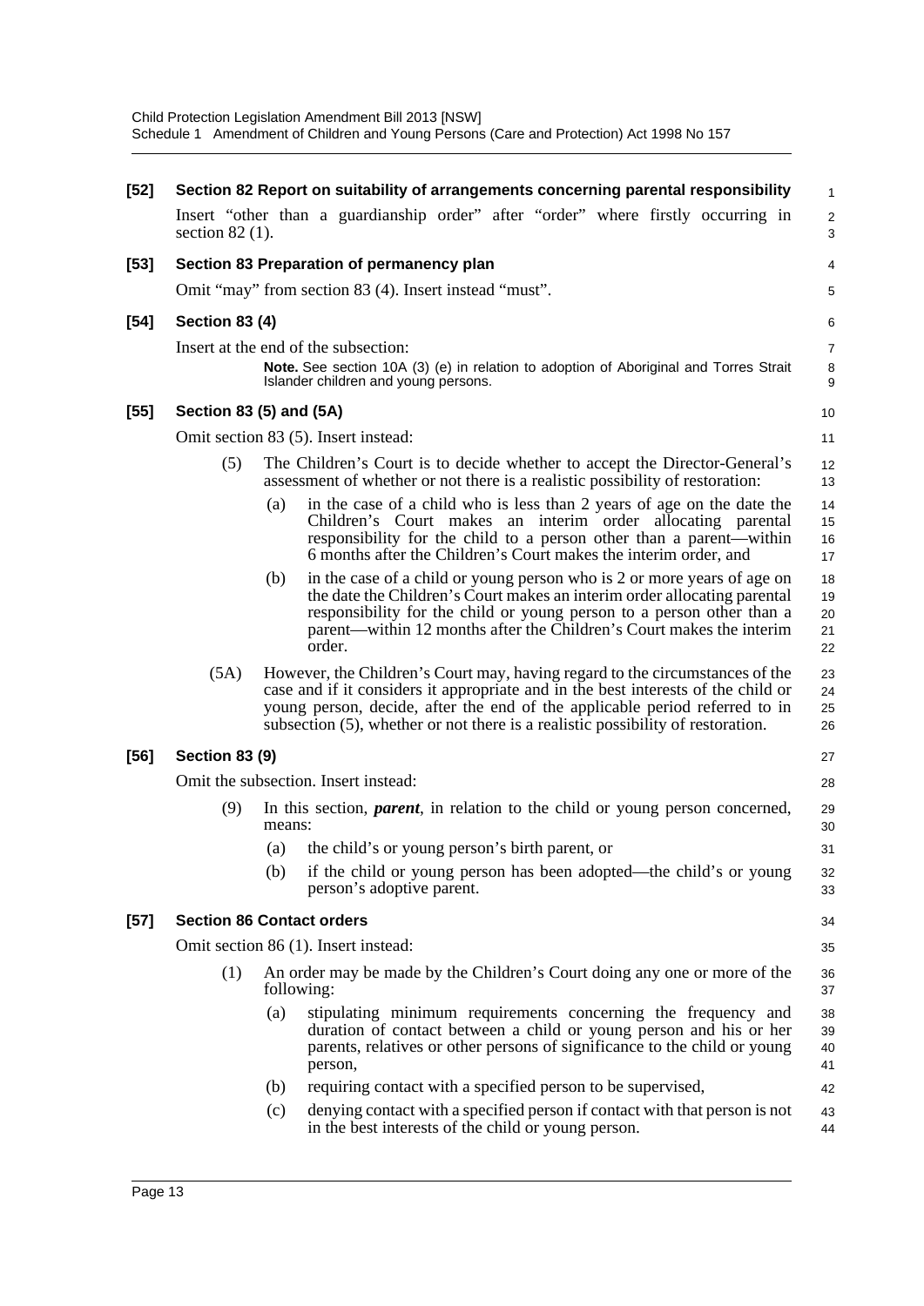**[52] Section 82 Report on suitability of arrangements concerning parental responsibility**

Insert "other than a guardianship order" after "order" where firstly occurring in section 82 (1).

**[53] Section 83 Preparation of permanency plan**

Omit "may" from section 83 (4). Insert instead "must".

**[54] Section 83 (4)**

Insert at the end of the subsection:

> **Note.** See section 10A (3) (e) in relation to adoption of Aboriginal and Torres Strait Islander children and young persons.

**[55] Section 83 (5) and (5A)**

Omit section 83 (5). Insert instead:

(5) The Children's Court is to decide whether to accept the Director-General's assessment of whether or not there is a realistic possibility of restoration:

- (a) in the case of a child who is less than 2 years of age on the date the Children's Court makes an interim order allocating parental responsibility for the child to a person other than a parent—within 6 months after the Children's Court makes the interim order, and
- (b) in the case of a child or young person who is 2 or more years of age on the date the Children's Court makes an interim order allocating parental responsibility for the child or young person to a person other than a parent—within 12 months after the Children's Court makes the interim order.

(5A) However, the Children's Court may, having regard to the circumstances of the case and if it considers it appropriate and in the best interests of the child or young person, decide, after the end of the applicable period referred to in subsection (5), whether or not there is a realistic possibility of restoration.

**[56] Section 83 (9)**

Omit the subsection. Insert instead:

(9) In this section, ***parent***, in relation to the child or young person concerned, means:

- (a) the child's or young person's birth parent, or
- (b) if the child or young person has been adopted—the child's or young person's adoptive parent.

**[57] Section 86 Contact orders**

Omit section 86 (1). Insert instead:

(1) An order may be made by the Children's Court doing any one or more of the following:

- (a) stipulating minimum requirements concerning the frequency and duration of contact between a child or young person and his or her parents, relatives or other persons of significance to the child or young person,
- (b) requiring contact with a specified person to be supervised,
- (c) denying contact with a specified person if contact with that person is not in the best interests of the child or young person.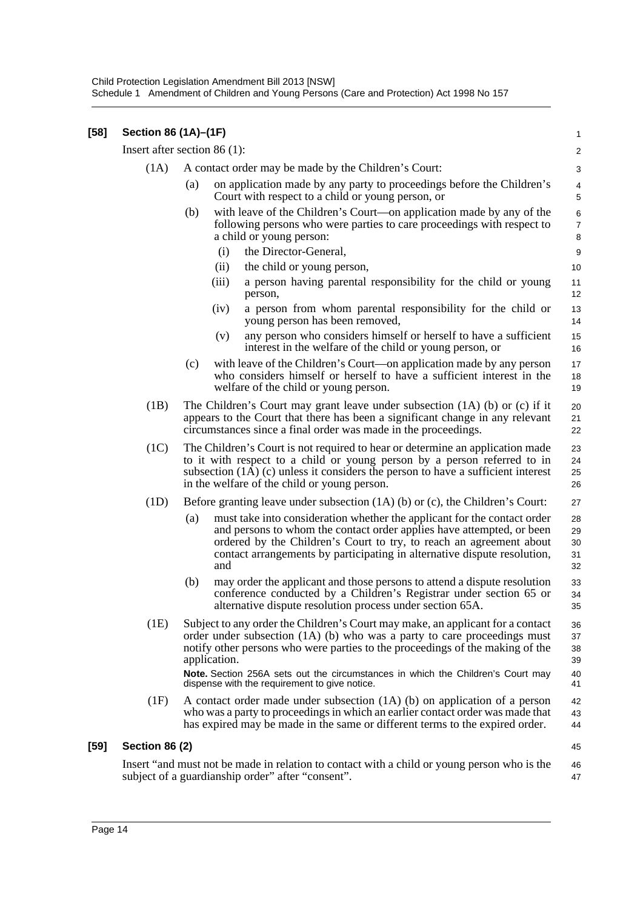**[58] Section 86 (1A)–(1F)**

Insert after section 86 (1):

(1A) A contact order may be made by the Children's Court:

- (a) on application made by any party to proceedings before the Children's Court with respect to a child or young person, or
- (b) with leave of the Children's Court—on application made by any of the following persons who were parties to care proceedings with respect to a child or young person:
  - (i) the Director-General,
  - (ii) the child or young person,
  - (iii) a person having parental responsibility for the child or young person,
  - (iv) a person from whom parental responsibility for the child or young person has been removed,
  - (v) any person who considers himself or herself to have a sufficient interest in the welfare of the child or young person, or
- (c) with leave of the Children's Court—on application made by any person who considers himself or herself to have a sufficient interest in the welfare of the child or young person.

(1B) The Children's Court may grant leave under subsection (1A) (b) or (c) if it appears to the Court that there has been a significant change in any relevant circumstances since a final order was made in the proceedings.

(1C) The Children's Court is not required to hear or determine an application made to it with respect to a child or young person by a person referred to in subsection (1A) (c) unless it considers the person to have a sufficient interest in the welfare of the child or young person.

(1D) Before granting leave under subsection (1A) (b) or (c), the Children's Court:

- (a) must take into consideration whether the applicant for the contact order and persons to whom the contact order applies have attempted, or been ordered by the Children's Court to try, to reach an agreement about contact arrangements by participating in alternative dispute resolution, and
- (b) may order the applicant and those persons to attend a dispute resolution conference conducted by a Children's Registrar under section 65 or alternative dispute resolution process under section 65A.

(1E) Subject to any order the Children's Court may make, an applicant for a contact order under subsection (1A) (b) who was a party to care proceedings must notify other persons who were parties to the proceedings of the making of the application.

**Note.** Section 256A sets out the circumstances in which the Children's Court may dispense with the requirement to give notice.

(1F) A contact order made under subsection (1A) (b) on application of a person who was a party to proceedings in which an earlier contact order was made that has expired may be made in the same or different terms to the expired order.

**[59] Section 86 (2)**

Insert "and must not be made in relation to contact with a child or young person who is the subject of a guardianship order" after "consent".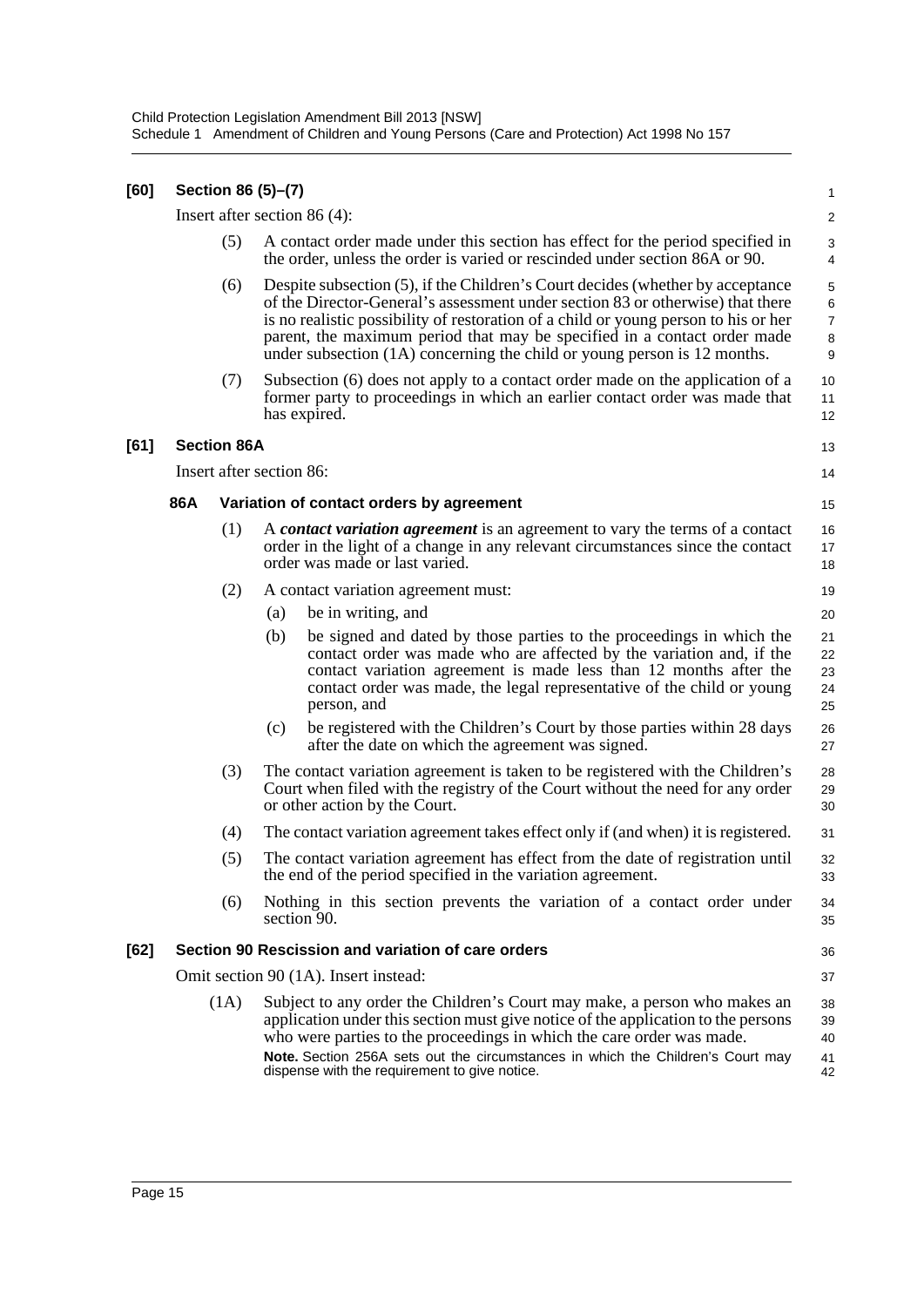**[60] Section 86 (5)–(7)**

Insert after section 86 (4):

(5) A contact order made under this section has effect for the period specified in the order, unless the order is varied or rescinded under section 86A or 90.

(6) Despite subsection (5), if the Children's Court decides (whether by acceptance of the Director-General's assessment under section 83 or otherwise) that there is no realistic possibility of restoration of a child or young person to his or her parent, the maximum period that may be specified in a contact order made under subsection (1A) concerning the child or young person is 12 months.

(7) Subsection (6) does not apply to a contact order made on the application of a former party to proceedings in which an earlier contact order was made that has expired.

**[61] Section 86A**

Insert after section 86:

**86A Variation of contact orders by agreement**

(1) A ***contact variation agreement*** is an agreement to vary the terms of a contact order in the light of a change in any relevant circumstances since the contact order was made or last varied.

(2) A contact variation agreement must:

(a) be in writing, and

(b) be signed and dated by those parties to the proceedings in which the contact order was made who are affected by the variation and, if the contact variation agreement is made less than 12 months after the contact order was made, the legal representative of the child or young person, and

(c) be registered with the Children's Court by those parties within 28 days after the date on which the agreement was signed.

(3) The contact variation agreement is taken to be registered with the Children's Court when filed with the registry of the Court without the need for any order or other action by the Court.

(4) The contact variation agreement takes effect only if (and when) it is registered.

(5) The contact variation agreement has effect from the date of registration until the end of the period specified in the variation agreement.

(6) Nothing in this section prevents the variation of a contact order under section 90.

**[62] Section 90 Rescission and variation of care orders**

Omit section 90 (1A). Insert instead:

(1A) Subject to any order the Children's Court may make, a person who makes an application under this section must give notice of the application to the persons who were parties to the proceedings in which the care order was made.

**Note.** Section 256A sets out the circumstances in which the Children's Court may dispense with the requirement to give notice.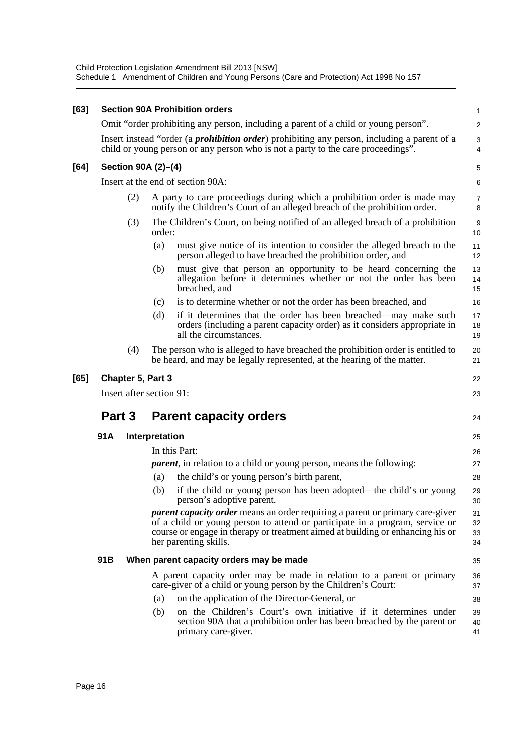**[63] Section 90A Prohibition orders**

Omit "order prohibiting any person, including a parent of a child or young person".

Insert instead "order (a ***prohibition order***) prohibiting any person, including a parent of a child or young person or any person who is not a party to the care proceedings".

**[64] Section 90A (2)–(4)**

Insert at the end of section 90A:

(2) A party to care proceedings during which a prohibition order is made may notify the Children's Court of an alleged breach of the prohibition order.

(3) The Children's Court, on being notified of an alleged breach of a prohibition order:

- (a) must give notice of its intention to consider the alleged breach to the person alleged to have breached the prohibition order, and
- (b) must give that person an opportunity to be heard concerning the allegation before it determines whether or not the order has been breached, and
- (c) is to determine whether or not the order has been breached, and
- (d) if it determines that the order has been breached—may make such orders (including a parent capacity order) as it considers appropriate in all the circumstances.

(4) The person who is alleged to have breached the prohibition order is entitled to be heard, and may be legally represented, at the hearing of the matter.

**[65] Chapter 5, Part 3**

Insert after section 91:

## Part 3 Parent capacity orders

### 91A Interpretation

In this Part:

***parent***, in relation to a child or young person, means the following:

- (a) the child's or young person's birth parent,
- (b) if the child or young person has been adopted—the child's or young person's adoptive parent.

***parent capacity order*** means an order requiring a parent or primary care-giver of a child or young person to attend or participate in a program, service or course or engage in therapy or treatment aimed at building or enhancing his or her parenting skills.

### 91B When parent capacity orders may be made

A parent capacity order may be made in relation to a parent or primary care-giver of a child or young person by the Children's Court:

- (a) on the application of the Director-General, or
- (b) on the Children's Court's own initiative if it determines under section 90A that a prohibition order has been breached by the parent or primary care-giver.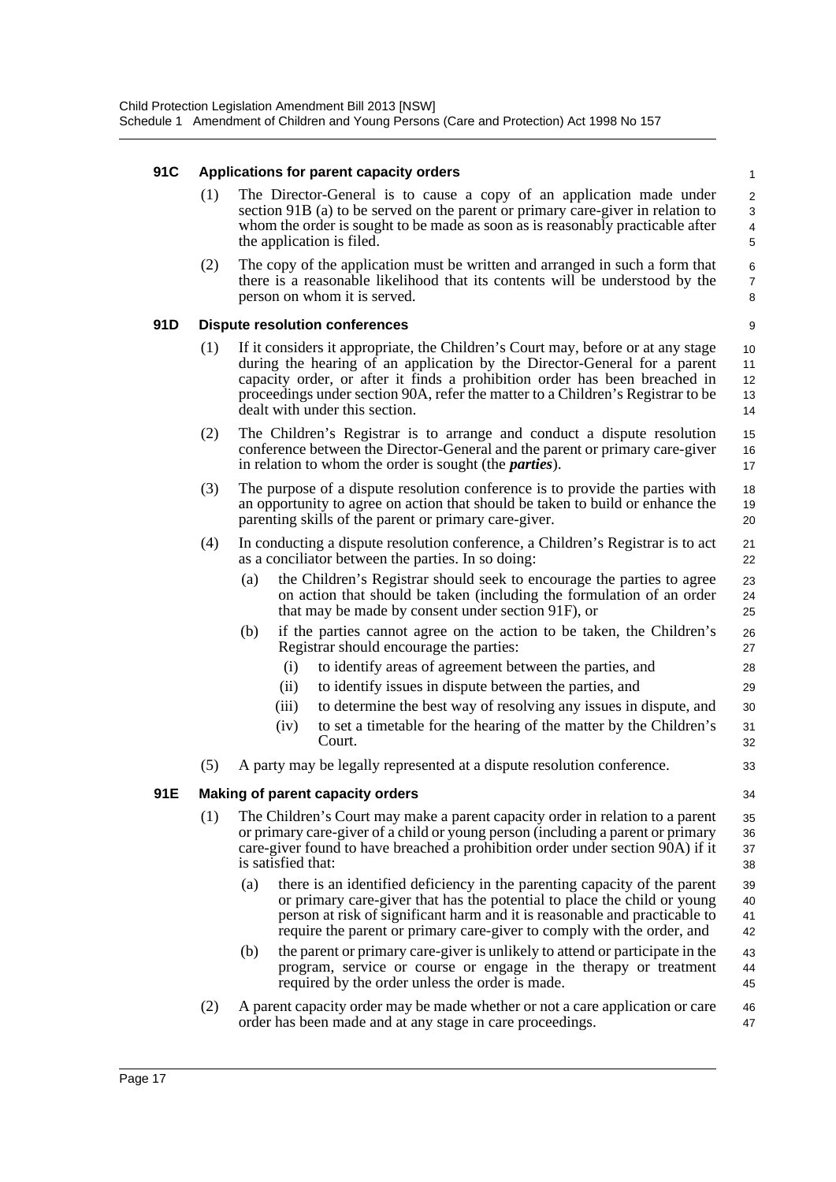### 91C Applications for parent capacity orders

(1) The Director-General is to cause a copy of an application made under section 91B (a) to be served on the parent or primary care-giver in relation to whom the order is sought to be made as soon as is reasonably practicable after the application is filed.

(2) The copy of the application must be written and arranged in such a form that there is a reasonable likelihood that its contents will be understood by the person on whom it is served.

### 91D Dispute resolution conferences

(1) If it considers it appropriate, the Children's Court may, before or at any stage during the hearing of an application by the Director-General for a parent capacity order, or after it finds a prohibition order has been breached in proceedings under section 90A, refer the matter to a Children's Registrar to be dealt with under this section.

(2) The Children's Registrar is to arrange and conduct a dispute resolution conference between the Director-General and the parent or primary care-giver in relation to whom the order is sought (the ***parties***).

(3) The purpose of a dispute resolution conference is to provide the parties with an opportunity to agree on action that should be taken to build or enhance the parenting skills of the parent or primary care-giver.

(4) In conducting a dispute resolution conference, a Children's Registrar is to act as a conciliator between the parties. In so doing:

- (a) the Children's Registrar should seek to encourage the parties to agree on action that should be taken (including the formulation of an order that may be made by consent under section 91F), or
- (b) if the parties cannot agree on the action to be taken, the Children's Registrar should encourage the parties:
  - (i) to identify areas of agreement between the parties, and
  - (ii) to identify issues in dispute between the parties, and
  - (iii) to determine the best way of resolving any issues in dispute, and
  - (iv) to set a timetable for the hearing of the matter by the Children's Court.

(5) A party may be legally represented at a dispute resolution conference.

### 91E Making of parent capacity orders

(1) The Children's Court may make a parent capacity order in relation to a parent or primary care-giver of a child or young person (including a parent or primary care-giver found to have breached a prohibition order under section 90A) if it is satisfied that:

- (a) there is an identified deficiency in the parenting capacity of the parent or primary care-giver that has the potential to place the child or young person at risk of significant harm and it is reasonable and practicable to require the parent or primary care-giver to comply with the order, and
- (b) the parent or primary care-giver is unlikely to attend or participate in the program, service or course or engage in the therapy or treatment required by the order unless the order is made.

(2) A parent capacity order may be made whether or not a care application or care order has been made and at any stage in care proceedings.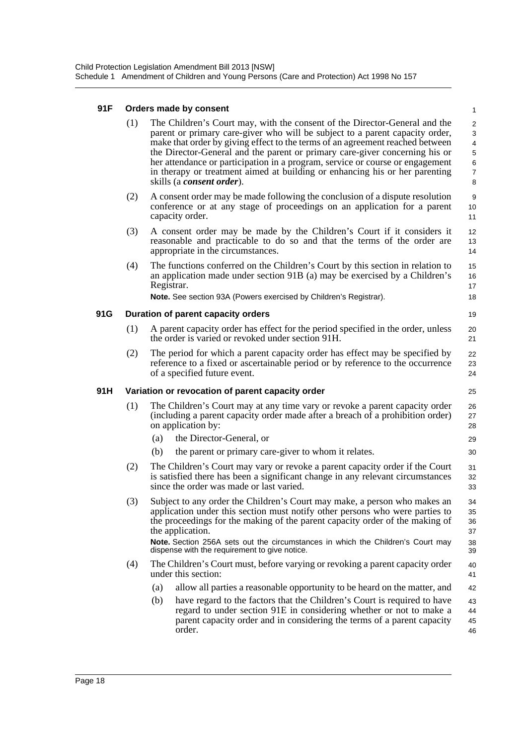#### 91F Orders made by consent

(1) The Children's Court may, with the consent of the Director-General and the parent or primary care-giver who will be subject to a parent capacity order, make that order by giving effect to the terms of an agreement reached between the Director-General and the parent or primary care-giver concerning his or her attendance or participation in a program, service or course or engagement in therapy or treatment aimed at building or enhancing his or her parenting skills (a ***consent order***).

(2) A consent order may be made following the conclusion of a dispute resolution conference or at any stage of proceedings on an application for a parent capacity order.

(3) A consent order may be made by the Children's Court if it considers it reasonable and practicable to do so and that the terms of the order are appropriate in the circumstances.

(4) The functions conferred on the Children's Court by this section in relation to an application made under section 91B (a) may be exercised by a Children's Registrar.

**Note.** See section 93A (Powers exercised by Children's Registrar).

#### 91G Duration of parent capacity orders

(1) A parent capacity order has effect for the period specified in the order, unless the order is varied or revoked under section 91H.

(2) The period for which a parent capacity order has effect may be specified by reference to a fixed or ascertainable period or by reference to the occurrence of a specified future event.

#### 91H Variation or revocation of parent capacity order

(1) The Children's Court may at any time vary or revoke a parent capacity order (including a parent capacity order made after a breach of a prohibition order) on application by:

(a) the Director-General, or

(b) the parent or primary care-giver to whom it relates.

(2) The Children's Court may vary or revoke a parent capacity order if the Court is satisfied there has been a significant change in any relevant circumstances since the order was made or last varied.

(3) Subject to any order the Children's Court may make, a person who makes an application under this section must notify other persons who were parties to the proceedings for the making of the parent capacity order of the making of the application.

**Note.** Section 256A sets out the circumstances in which the Children's Court may dispense with the requirement to give notice.

(4) The Children's Court must, before varying or revoking a parent capacity order under this section:

(a) allow all parties a reasonable opportunity to be heard on the matter, and

(b) have regard to the factors that the Children's Court is required to have regard to under section 91E in considering whether or not to make a parent capacity order and in considering the terms of a parent capacity order.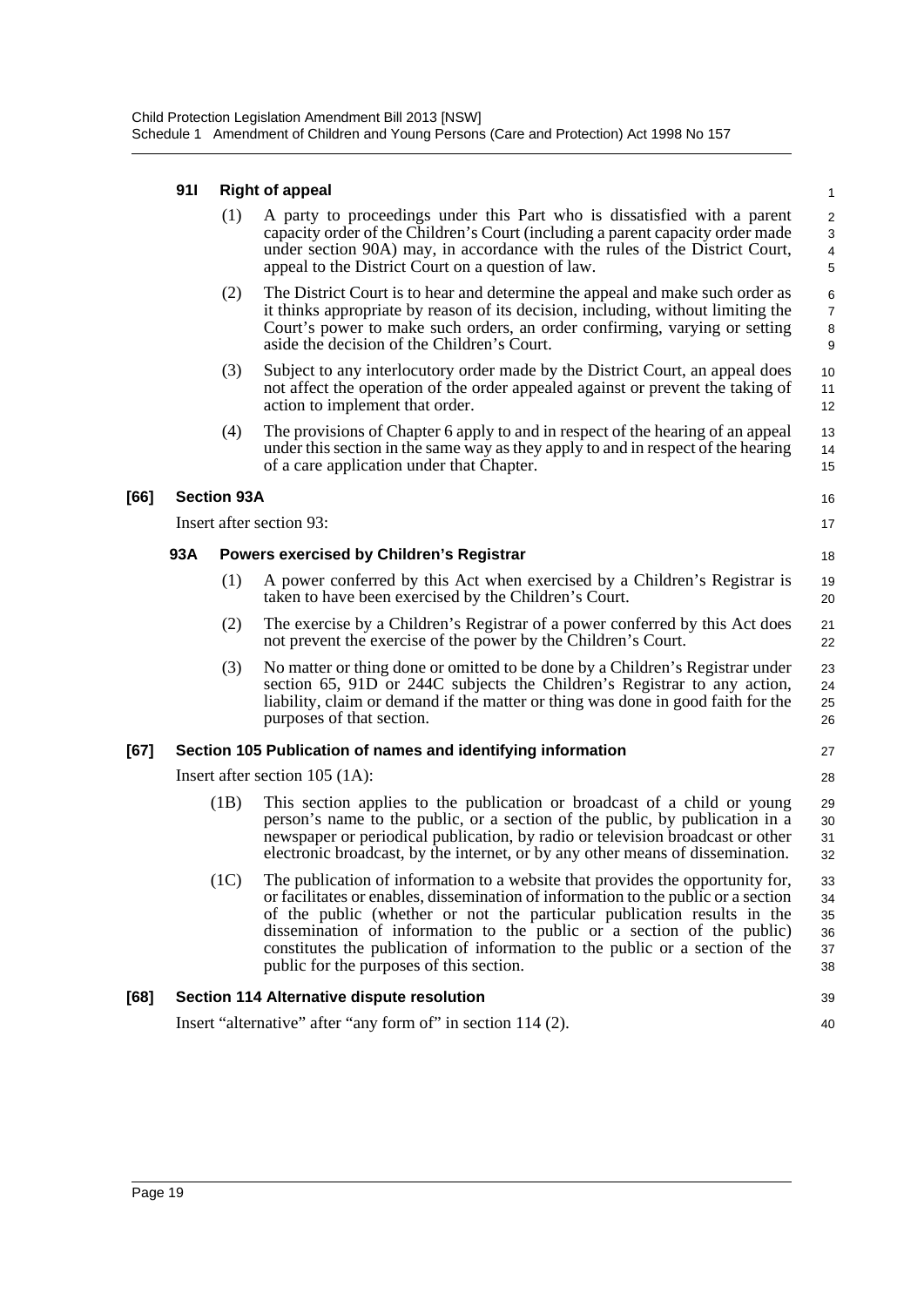**91I Right of appeal**

(1) A party to proceedings under this Part who is dissatisfied with a parent capacity order of the Children's Court (including a parent capacity order made under section 90A) may, in accordance with the rules of the District Court, appeal to the District Court on a question of law.

(2) The District Court is to hear and determine the appeal and make such order as it thinks appropriate by reason of its decision, including, without limiting the Court's power to make such orders, an order confirming, varying or setting aside the decision of the Children's Court.

(3) Subject to any interlocutory order made by the District Court, an appeal does not affect the operation of the order appealed against or prevent the taking of action to implement that order.

(4) The provisions of Chapter 6 apply to and in respect of the hearing of an appeal under this section in the same way as they apply to and in respect of the hearing of a care application under that Chapter.

**[66] Section 93A**

Insert after section 93:

**93A Powers exercised by Children's Registrar**

(1) A power conferred by this Act when exercised by a Children's Registrar is taken to have been exercised by the Children's Court.

(2) The exercise by a Children's Registrar of a power conferred by this Act does not prevent the exercise of the power by the Children's Court.

(3) No matter or thing done or omitted to be done by a Children's Registrar under section 65, 91D or 244C subjects the Children's Registrar to any action, liability, claim or demand if the matter or thing was done in good faith for the purposes of that section.

**[67] Section 105 Publication of names and identifying information**

Insert after section 105 (1A):

(1B) This section applies to the publication or broadcast of a child or young person's name to the public, or a section of the public, by publication in a newspaper or periodical publication, by radio or television broadcast or other electronic broadcast, by the internet, or by any other means of dissemination.

(1C) The publication of information to a website that provides the opportunity for, or facilitates or enables, dissemination of information to the public or a section of the public (whether or not the particular publication results in the dissemination of information to the public or a section of the public) constitutes the publication of information to the public or a section of the public for the purposes of this section.

**[68] Section 114 Alternative dispute resolution**

Insert "alternative" after "any form of" in section 114 (2).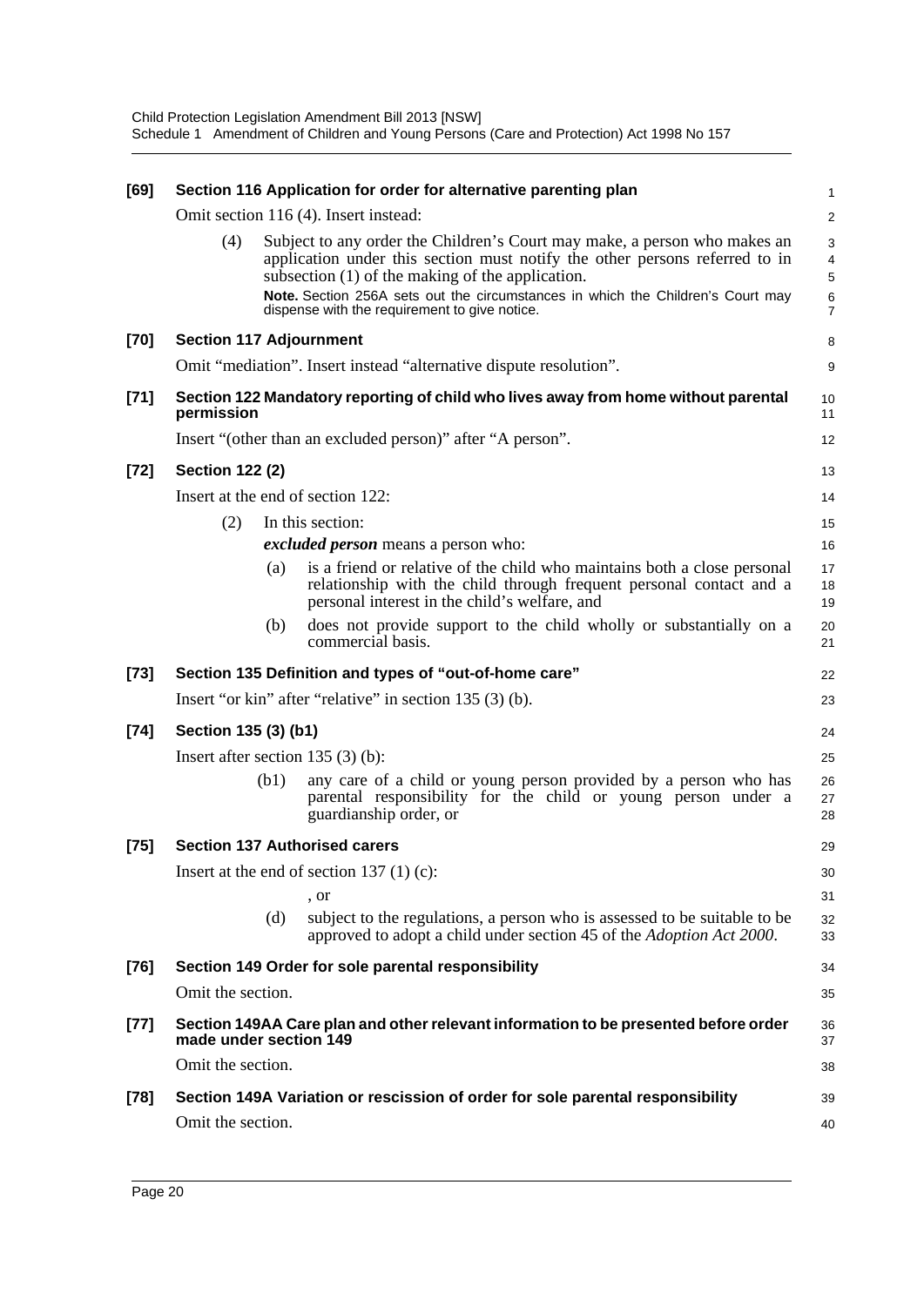**[69] Section 116 Application for order for alternative parenting plan**

Omit section 116 (4). Insert instead:

(4) Subject to any order the Children's Court may make, a person who makes an application under this section must notify the other persons referred to in subsection (1) of the making of the application.

**Note.** Section 256A sets out the circumstances in which the Children's Court may dispense with the requirement to give notice.

**[70] Section 117 Adjournment**

Omit "mediation". Insert instead "alternative dispute resolution".

**[71] Section 122 Mandatory reporting of child who lives away from home without parental permission**

Insert "(other than an excluded person)" after "A person".

**[72] Section 122 (2)**

Insert at the end of section 122:

(2) In this section:

***excluded person*** means a person who:

(a) is a friend or relative of the child who maintains both a close personal relationship with the child through frequent personal contact and a personal interest in the child's welfare, and

(b) does not provide support to the child wholly or substantially on a commercial basis.

**[73] Section 135 Definition and types of "out-of-home care"**

Insert "or kin" after "relative" in section 135 (3) (b).

**[74] Section 135 (3) (b1)**

Insert after section 135 (3) (b):

(b1) any care of a child or young person provided by a person who has parental responsibility for the child or young person under a guardianship order, or

**[75] Section 137 Authorised carers**

Insert at the end of section 137 (1) (c):

, or

(d) subject to the regulations, a person who is assessed to be suitable to be approved to adopt a child under section 45 of the *Adoption Act 2000*.

**[76] Section 149 Order for sole parental responsibility**

Omit the section.

**[77] Section 149AA Care plan and other relevant information to be presented before order made under section 149**

Omit the section.

**[78] Section 149A Variation or rescission of order for sole parental responsibility**

Omit the section.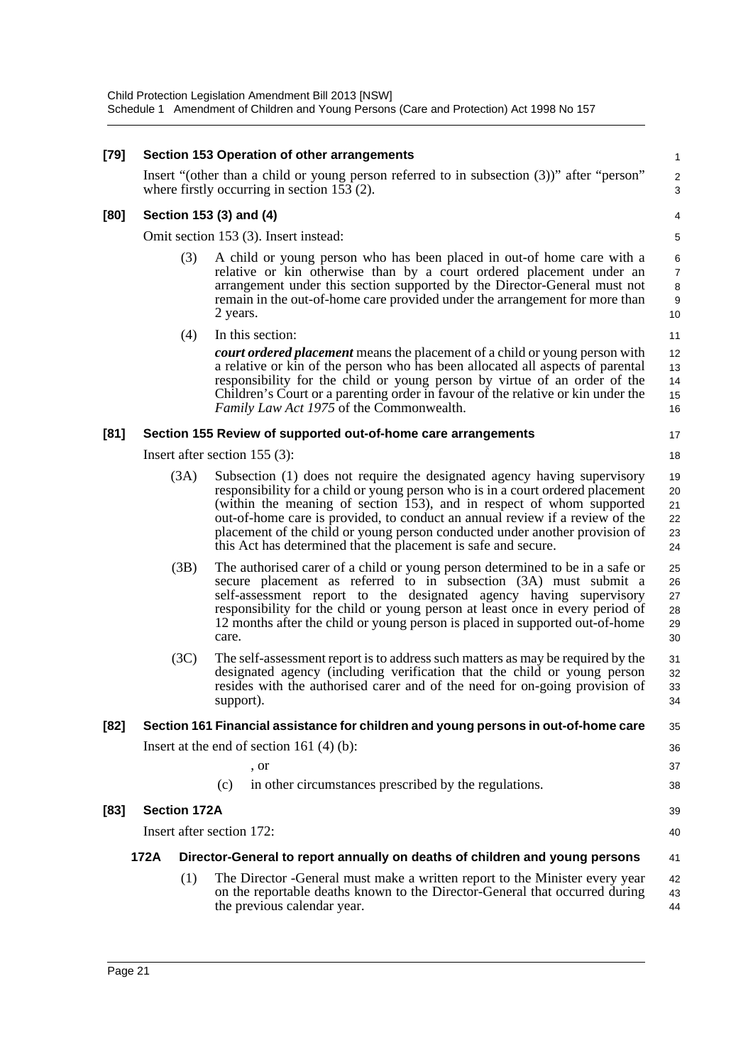**[79] Section 153 Operation of other arrangements**

Insert "(other than a child or young person referred to in subsection (3))" after "person" where firstly occurring in section 153 (2).

**[80] Section 153 (3) and (4)**

Omit section 153 (3). Insert instead:

(3) A child or young person who has been placed in out-of home care with a relative or kin otherwise than by a court ordered placement under an arrangement under this section supported by the Director-General must not remain in the out-of-home care provided under the arrangement for more than 2 years.

(4) In this section:

***court ordered placement*** means the placement of a child or young person with a relative or kin of the person who has been allocated all aspects of parental responsibility for the child or young person by virtue of an order of the Children's Court or a parenting order in favour of the relative or kin under the *Family Law Act 1975* of the Commonwealth.

**[81] Section 155 Review of supported out-of-home care arrangements**

Insert after section 155 (3):

(3A) Subsection (1) does not require the designated agency having supervisory responsibility for a child or young person who is in a court ordered placement (within the meaning of section 153), and in respect of whom supported out-of-home care is provided, to conduct an annual review if a review of the placement of the child or young person conducted under another provision of this Act has determined that the placement is safe and secure.

(3B) The authorised carer of a child or young person determined to be in a safe or secure placement as referred to in subsection (3A) must submit a self-assessment report to the designated agency having supervisory responsibility for the child or young person at least once in every period of 12 months after the child or young person is placed in supported out-of-home care.

(3C) The self-assessment report is to address such matters as may be required by the designated agency (including verification that the child or young person resides with the authorised carer and of the need for on-going provision of support).

**[82] Section 161 Financial assistance for children and young persons in out-of-home care**

Insert at the end of section 161 (4) (b):

, or

(c) in other circumstances prescribed by the regulations.

**[83] Section 172A**

Insert after section 172:

**172A Director-General to report annually on deaths of children and young persons**

(1) The Director -General must make a written report to the Minister every year on the reportable deaths known to the Director-General that occurred during the previous calendar year.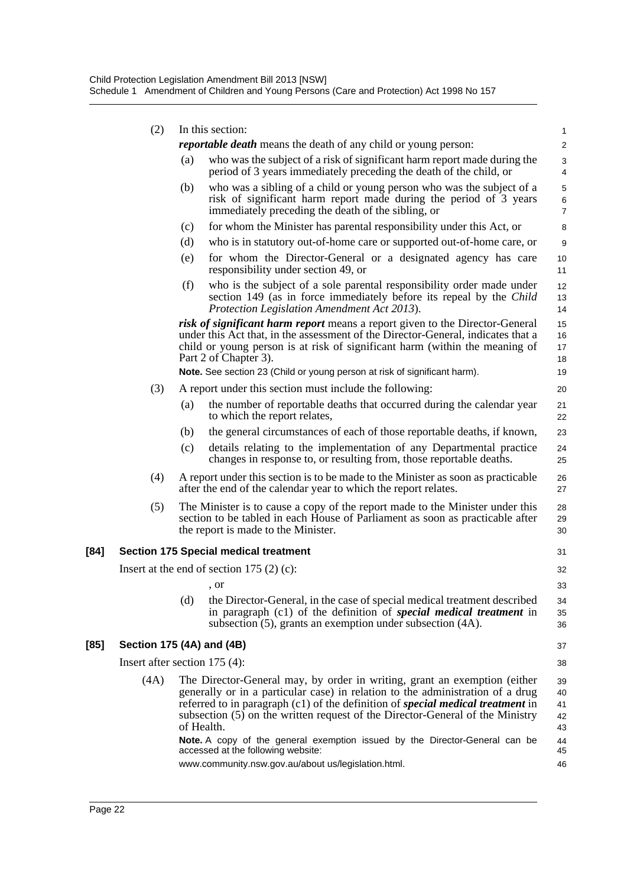(2) In this section:

***reportable death*** means the death of any child or young person:

(a) who was the subject of a risk of significant harm report made during the period of 3 years immediately preceding the death of the child, or

(b) who was a sibling of a child or young person who was the subject of a risk of significant harm report made during the period of 3 years immediately preceding the death of the sibling, or

(c) for whom the Minister has parental responsibility under this Act, or

(d) who is in statutory out-of-home care or supported out-of-home care, or

(e) for whom the Director-General or a designated agency has care responsibility under section 49, or

(f) who is the subject of a sole parental responsibility order made under section 149 (as in force immediately before its repeal by the *Child Protection Legislation Amendment Act 2013*).

***risk of significant harm report*** means a report given to the Director-General under this Act that, in the assessment of the Director-General, indicates that a child or young person is at risk of significant harm (within the meaning of Part 2 of Chapter 3).

**Note.** See section 23 (Child or young person at risk of significant harm).

(3) A report under this section must include the following:

(a) the number of reportable deaths that occurred during the calendar year to which the report relates,

(b) the general circumstances of each of those reportable deaths, if known,

(c) details relating to the implementation of any Departmental practice changes in response to, or resulting from, those reportable deaths.

(4) A report under this section is to be made to the Minister as soon as practicable after the end of the calendar year to which the report relates.

(5) The Minister is to cause a copy of the report made to the Minister under this section to be tabled in each House of Parliament as soon as practicable after the report is made to the Minister.

### [84] Section 175 Special medical treatment

Insert at the end of section 175 (2) (c):

, or

(d) the Director-General, in the case of special medical treatment described in paragraph (c1) of the definition of ***special medical treatment*** in subsection (5), grants an exemption under subsection (4A).

### [85] Section 175 (4A) and (4B)

Insert after section 175 (4):

(4A) The Director-General may, by order in writing, grant an exemption (either generally or in a particular case) in relation to the administration of a drug referred to in paragraph (c1) of the definition of ***special medical treatment*** in subsection (5) on the written request of the Director-General of the Ministry of Health.

**Note.** A copy of the general exemption issued by the Director-General can be accessed at the following website:

www.community.nsw.gov.au/about us/legislation.html.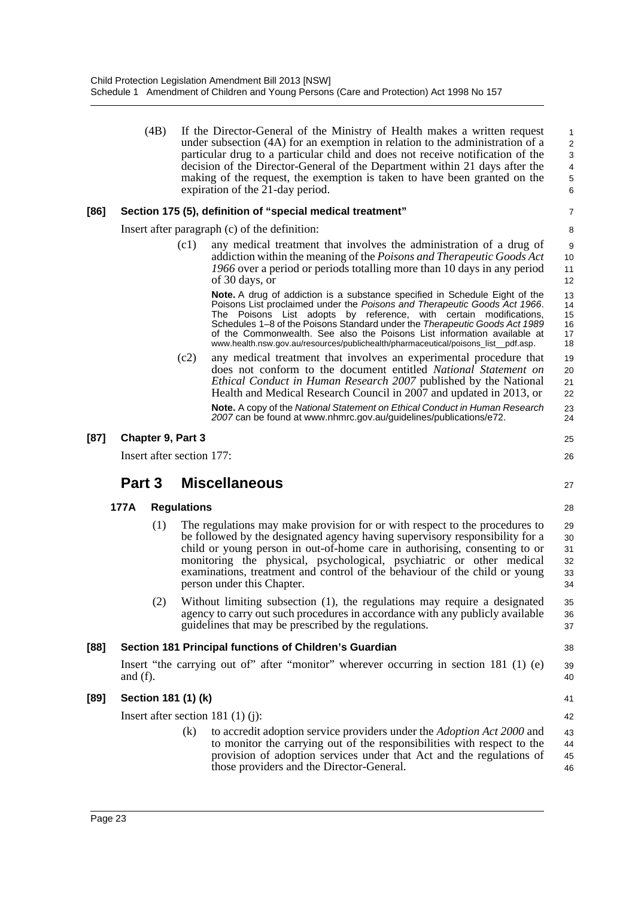(4B) If the Director-General of the Ministry of Health makes a written request under subsection (4A) for an exemption in relation to the administration of a particular drug to a particular child and does not receive notification of the decision of the Director-General of the Department within 21 days after the making of the request, the exemption is taken to have been granted on the expiration of the 21-day period.

**[86] Section 175 (5), definition of "special medical treatment"**

Insert after paragraph (c) of the definition:

(c1) any medical treatment that involves the administration of a drug of addiction within the meaning of the *Poisons and Therapeutic Goods Act 1966* over a period or periods totalling more than 10 days in any period of 30 days, or

**Note.** A drug of addiction is a substance specified in Schedule Eight of the Poisons List proclaimed under the *Poisons and Therapeutic Goods Act 1966*. The Poisons List adopts by reference, with certain modifications, Schedules 1–8 of the Poisons Standard under the *Therapeutic Goods Act 1989* of the Commonwealth. See also the Poisons List information available at www.health.nsw.gov.au/resources/publichealth/pharmaceutical/poisons_list__pdf.asp.

(c2) any medical treatment that involves an experimental procedure that does not conform to the document entitled *National Statement on Ethical Conduct in Human Research 2007* published by the National Health and Medical Research Council in 2007 and updated in 2013, or

**Note.** A copy of the *National Statement on Ethical Conduct in Human Research 2007* can be found at www.nhmrc.gov.au/guidelines/publications/e72.

**[87] Chapter 9, Part 3**

Insert after section 177:

## Part 3 Miscellaneous

**177A Regulations**

(1) The regulations may make provision for or with respect to the procedures to be followed by the designated agency having supervisory responsibility for a child or young person in out-of-home care in authorising, consenting to or monitoring the physical, psychological, psychiatric or other medical examinations, treatment and control of the behaviour of the child or young person under this Chapter.

(2) Without limiting subsection (1), the regulations may require a designated agency to carry out such procedures in accordance with any publicly available guidelines that may be prescribed by the regulations.

**[88] Section 181 Principal functions of Children's Guardian**

Insert "the carrying out of" after "monitor" wherever occurring in section 181 (1) (e) and (f).

**[89] Section 181 (1) (k)**

Insert after section 181 (1) (j):

(k) to accredit adoption service providers under the *Adoption Act 2000* and to monitor the carrying out of the responsibilities with respect to the provision of adoption services under that Act and the regulations of those providers and the Director-General.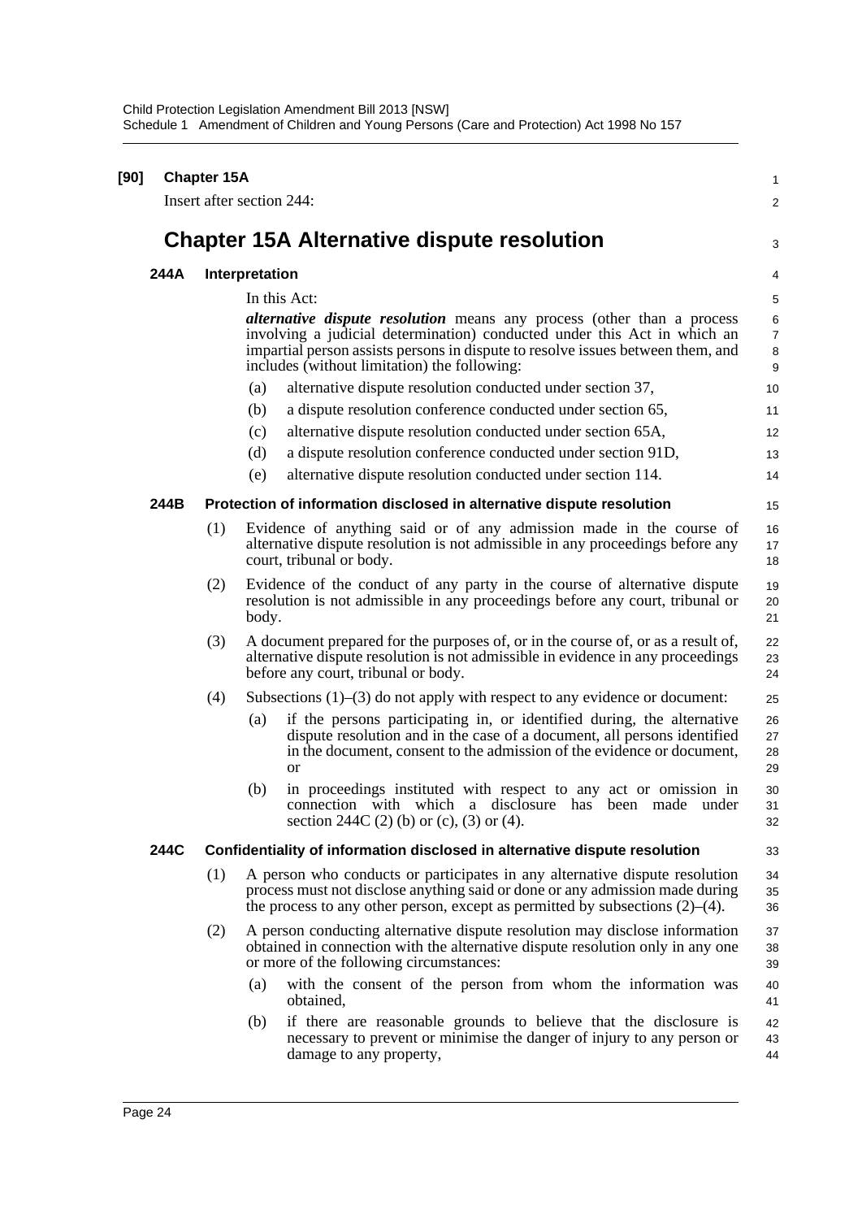**[90] Chapter 15A**

Insert after section 244:

# Chapter 15A Alternative dispute resolution

### 244A Interpretation

In this Act:

***alternative dispute resolution*** means any process (other than a process involving a judicial determination) conducted under this Act in which an impartial person assists persons in dispute to resolve issues between them, and includes (without limitation) the following:

(a) alternative dispute resolution conducted under section 37,

(b) a dispute resolution conference conducted under section 65,

(c) alternative dispute resolution conducted under section 65A,

(d) a dispute resolution conference conducted under section 91D,

(e) alternative dispute resolution conducted under section 114.

### 244B Protection of information disclosed in alternative dispute resolution

(1) Evidence of anything said or of any admission made in the course of alternative dispute resolution is not admissible in any proceedings before any court, tribunal or body.

(2) Evidence of the conduct of any party in the course of alternative dispute resolution is not admissible in any proceedings before any court, tribunal or body.

(3) A document prepared for the purposes of, or in the course of, or as a result of, alternative dispute resolution is not admissible in evidence in any proceedings before any court, tribunal or body.

(4) Subsections (1)–(3) do not apply with respect to any evidence or document:

(a) if the persons participating in, or identified during, the alternative dispute resolution and in the case of a document, all persons identified in the document, consent to the admission of the evidence or document, or

(b) in proceedings instituted with respect to any act or omission in connection with which a disclosure has been made under section 244C (2) (b) or (c), (3) or (4).

### 244C Confidentiality of information disclosed in alternative dispute resolution

(1) A person who conducts or participates in any alternative dispute resolution process must not disclose anything said or done or any admission made during the process to any other person, except as permitted by subsections (2)–(4).

(2) A person conducting alternative dispute resolution may disclose information obtained in connection with the alternative dispute resolution only in any one or more of the following circumstances:

(a) with the consent of the person from whom the information was obtained,

(b) if there are reasonable grounds to believe that the disclosure is necessary to prevent or minimise the danger of injury to any person or damage to any property,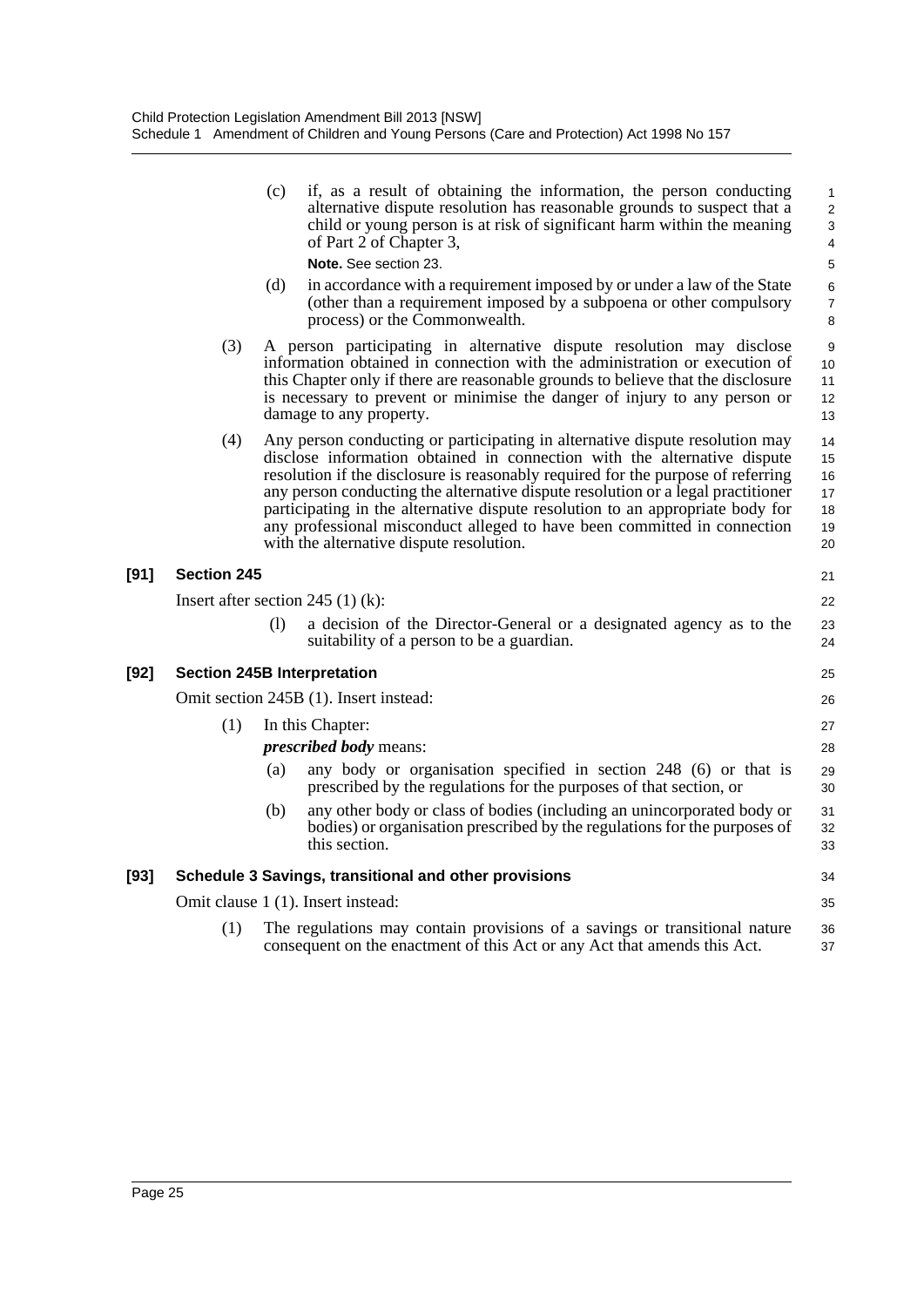(c) if, as a result of obtaining the information, the person conducting alternative dispute resolution has reasonable grounds to suspect that a child or young person is at risk of significant harm within the meaning of Part 2 of Chapter 3,

**Note.** See section 23.

(d) in accordance with a requirement imposed by or under a law of the State (other than a requirement imposed by a subpoena or other compulsory process) or the Commonwealth.

(3) A person participating in alternative dispute resolution may disclose information obtained in connection with the administration or execution of this Chapter only if there are reasonable grounds to believe that the disclosure is necessary to prevent or minimise the danger of injury to any person or damage to any property.

(4) Any person conducting or participating in alternative dispute resolution may disclose information obtained in connection with the alternative dispute resolution if the disclosure is reasonably required for the purpose of referring any person conducting the alternative dispute resolution or a legal practitioner participating in the alternative dispute resolution to an appropriate body for any professional misconduct alleged to have been committed in connection with the alternative dispute resolution.

### [91] Section 245

Insert after section 245 (1) (k):

(l) a decision of the Director-General or a designated agency as to the suitability of a person to be a guardian.

### [92] Section 245B Interpretation

Omit section 245B (1). Insert instead:

(1) In this Chapter:

***prescribed body*** means:

(a) any body or organisation specified in section 248 (6) or that is prescribed by the regulations for the purposes of that section, or

(b) any other body or class of bodies (including an unincorporated body or bodies) or organisation prescribed by the regulations for the purposes of this section.

### [93] Schedule 3 Savings, transitional and other provisions

Omit clause 1 (1). Insert instead:

(1) The regulations may contain provisions of a savings or transitional nature consequent on the enactment of this Act or any Act that amends this Act.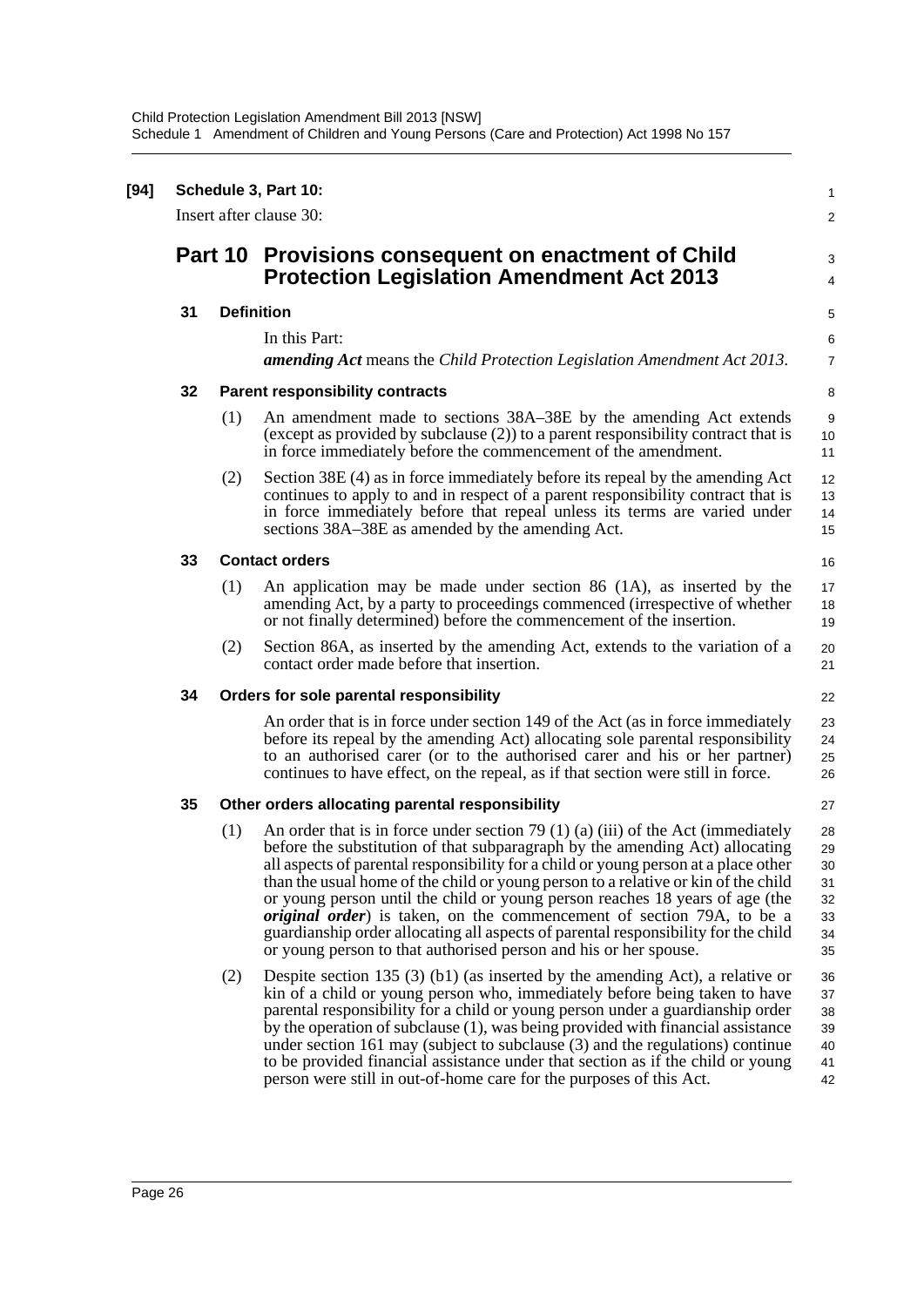**[94] Schedule 3, Part 10:**

Insert after clause 30:

## Part 10 Provisions consequent on enactment of Child Protection Legislation Amendment Act 2013

### 31 Definition

In this Part:

***amending Act*** means the *Child Protection Legislation Amendment Act 2013*.

### 32 Parent responsibility contracts

(1) An amendment made to sections 38A–38E by the amending Act extends (except as provided by subclause (2)) to a parent responsibility contract that is in force immediately before the commencement of the amendment.

(2) Section 38E (4) as in force immediately before its repeal by the amending Act continues to apply to and in respect of a parent responsibility contract that is in force immediately before that repeal unless its terms are varied under sections 38A–38E as amended by the amending Act.

### 33 Contact orders

(1) An application may be made under section 86 (1A), as inserted by the amending Act, by a party to proceedings commenced (irrespective of whether or not finally determined) before the commencement of the insertion.

(2) Section 86A, as inserted by the amending Act, extends to the variation of a contact order made before that insertion.

### 34 Orders for sole parental responsibility

An order that is in force under section 149 of the Act (as in force immediately before its repeal by the amending Act) allocating sole parental responsibility to an authorised carer (or to the authorised carer and his or her partner) continues to have effect, on the repeal, as if that section were still in force.

### 35 Other orders allocating parental responsibility

(1) An order that is in force under section 79 (1) (a) (iii) of the Act (immediately before the substitution of that subparagraph by the amending Act) allocating all aspects of parental responsibility for a child or young person at a place other than the usual home of the child or young person to a relative or kin of the child or young person until the child or young person reaches 18 years of age (the ***original order***) is taken, on the commencement of section 79A, to be a guardianship order allocating all aspects of parental responsibility for the child or young person to that authorised person and his or her spouse.

(2) Despite section 135 (3) (b1) (as inserted by the amending Act), a relative or kin of a child or young person who, immediately before being taken to have parental responsibility for a child or young person under a guardianship order by the operation of subclause (1), was being provided with financial assistance under section 161 may (subject to subclause (3) and the regulations) continue to be provided financial assistance under that section as if the child or young person were still in out-of-home care for the purposes of this Act.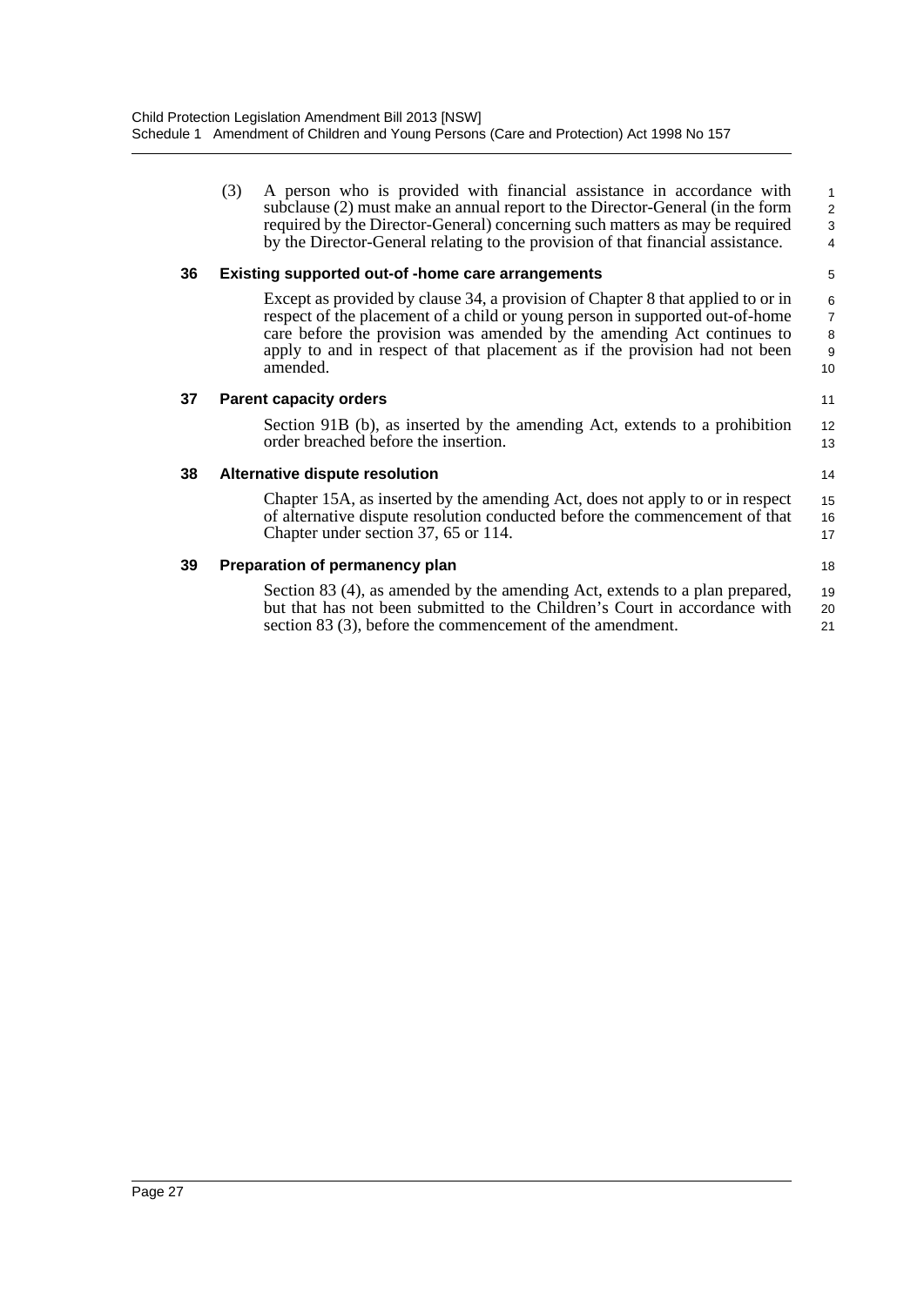(3) A person who is provided with financial assistance in accordance with subclause (2) must make an annual report to the Director-General (in the form required by the Director-General) concerning such matters as may be required by the Director-General relating to the provision of that financial assistance.

### 36 Existing supported out-of -home care arrangements

Except as provided by clause 34, a provision of Chapter 8 that applied to or in respect of the placement of a child or young person in supported out-of-home care before the provision was amended by the amending Act continues to apply to and in respect of that placement as if the provision had not been amended.

### 37 Parent capacity orders

Section 91B (b), as inserted by the amending Act, extends to a prohibition order breached before the insertion.

### 38 Alternative dispute resolution

Chapter 15A, as inserted by the amending Act, does not apply to or in respect of alternative dispute resolution conducted before the commencement of that Chapter under section 37, 65 or 114.

### 39 Preparation of permanency plan

Section 83 (4), as amended by the amending Act, extends to a plan prepared, but that has not been submitted to the Children's Court in accordance with section 83 (3), before the commencement of the amendment.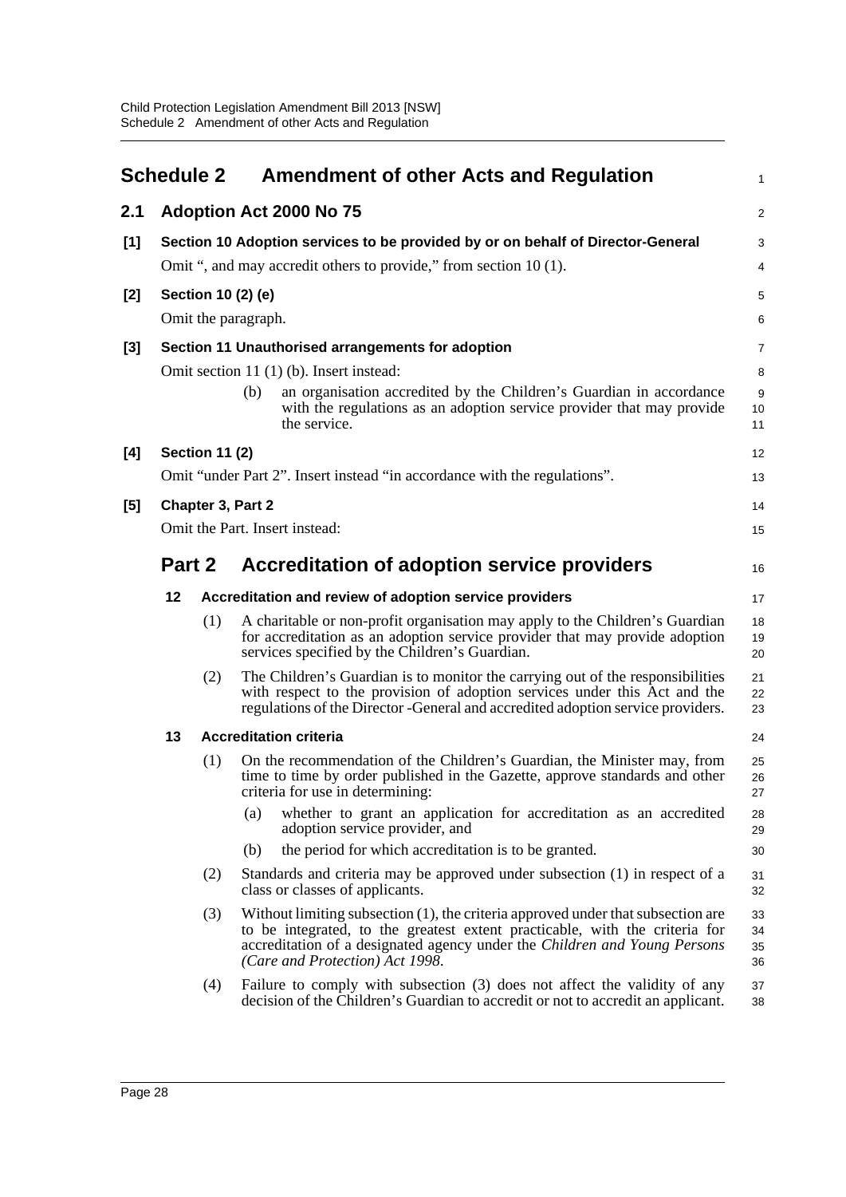# Schedule 2 Amendment of other Acts and Regulation

## 2.1 Adoption Act 2000 No 75

**[1] Section 10 Adoption services to be provided by or on behalf of Director-General**

Omit ", and may accredit others to provide," from section 10 (1).

**[2] Section 10 (2) (e)**

Omit the paragraph.

**[3] Section 11 Unauthorised arrangements for adoption**

Omit section 11 (1) (b). Insert instead:

(b) an organisation accredited by the Children's Guardian in accordance with the regulations as an adoption service provider that may provide the service.

**[4] Section 11 (2)**

Omit "under Part 2". Insert instead "in accordance with the regulations".

**[5] Chapter 3, Part 2**

Omit the Part. Insert instead:

## Part 2 Accreditation of adoption service providers

**12 Accreditation and review of adoption service providers**

(1) A charitable or non-profit organisation may apply to the Children's Guardian for accreditation as an adoption service provider that may provide adoption services specified by the Children's Guardian.

(2) The Children's Guardian is to monitor the carrying out of the responsibilities with respect to the provision of adoption services under this Act and the regulations of the Director -General and accredited adoption service providers.

**13 Accreditation criteria**

(1) On the recommendation of the Children's Guardian, the Minister may, from time to time by order published in the Gazette, approve standards and other criteria for use in determining:

(a) whether to grant an application for accreditation as an accredited adoption service provider, and

(b) the period for which accreditation is to be granted.

(2) Standards and criteria may be approved under subsection (1) in respect of a class or classes of applicants.

(3) Without limiting subsection (1), the criteria approved under that subsection are to be integrated, to the greatest extent practicable, with the criteria for accreditation of a designated agency under the *Children and Young Persons (Care and Protection) Act 1998*.

(4) Failure to comply with subsection (3) does not affect the validity of any decision of the Children's Guardian to accredit or not to accredit an applicant.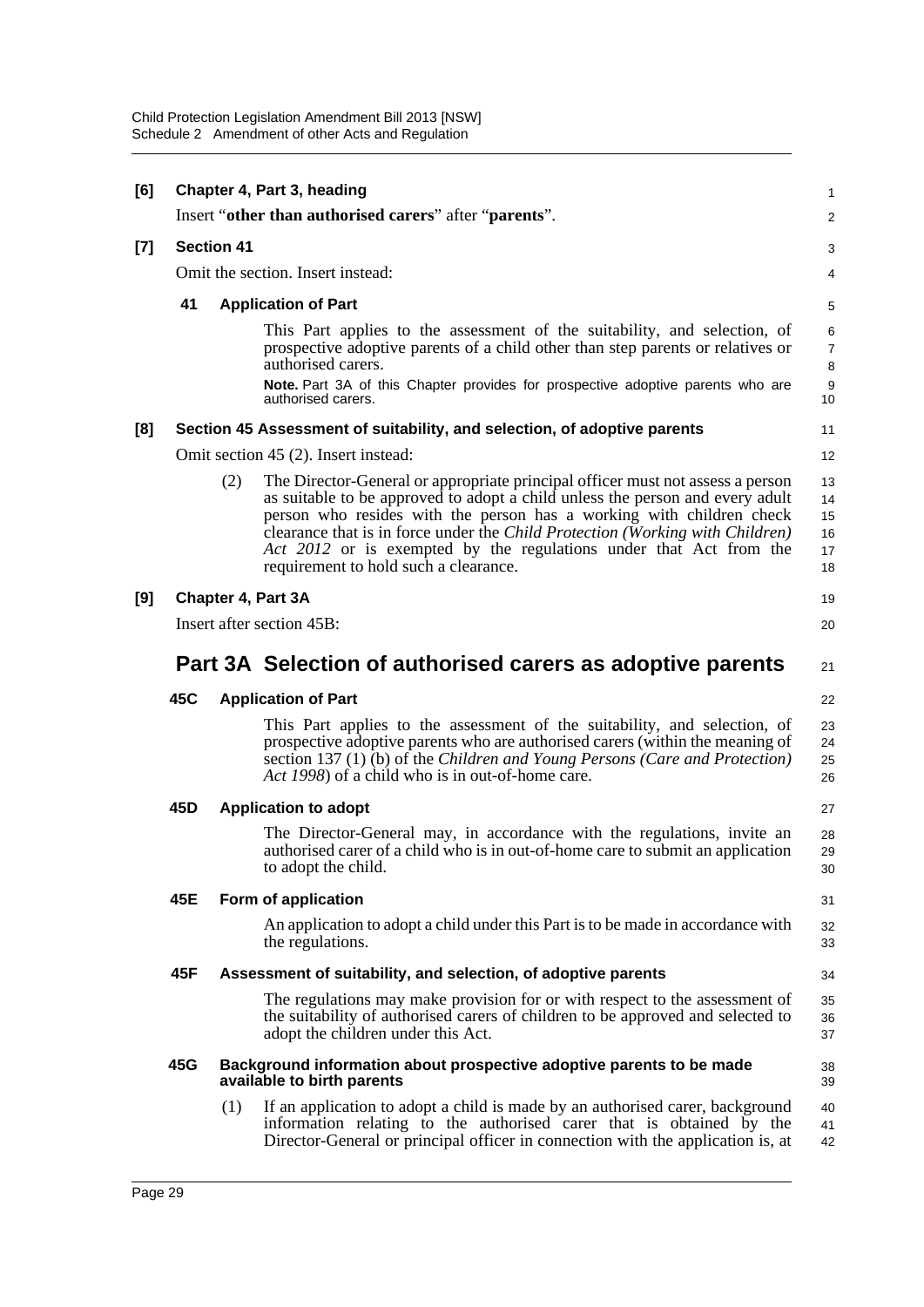**[6] Chapter 4, Part 3, heading**

Insert "**other than authorised carers**" after "**parents**".

**[7] Section 41**

Omit the section. Insert instead:

**41 Application of Part**

This Part applies to the assessment of the suitability, and selection, of prospective adoptive parents of a child other than step parents or relatives or authorised carers.

**Note.** Part 3A of this Chapter provides for prospective adoptive parents who are authorised carers.

**[8] Section 45 Assessment of suitability, and selection, of adoptive parents**

Omit section 45 (2). Insert instead:

(2) The Director-General or appropriate principal officer must not assess a person as suitable to be approved to adopt a child unless the person and every adult person who resides with the person has a working with children check clearance that is in force under the *Child Protection (Working with Children) Act 2012* or is exempted by the regulations under that Act from the requirement to hold such a clearance.

**[9] Chapter 4, Part 3A**

Insert after section 45B:

## Part 3A Selection of authorised carers as adoptive parents

**45C Application of Part**

This Part applies to the assessment of the suitability, and selection, of prospective adoptive parents who are authorised carers (within the meaning of section 137 (1) (b) of the *Children and Young Persons (Care and Protection) Act 1998*) of a child who is in out-of-home care.

**45D Application to adopt**

The Director-General may, in accordance with the regulations, invite an authorised carer of a child who is in out-of-home care to submit an application to adopt the child.

**45E Form of application**

An application to adopt a child under this Part is to be made in accordance with the regulations.

**45F Assessment of suitability, and selection, of adoptive parents**

The regulations may make provision for or with respect to the assessment of the suitability of authorised carers of children to be approved and selected to adopt the children under this Act.

**45G Background information about prospective adoptive parents to be made available to birth parents**

(1) If an application to adopt a child is made by an authorised carer, background information relating to the authorised carer that is obtained by the Director-General or principal officer in connection with the application is, at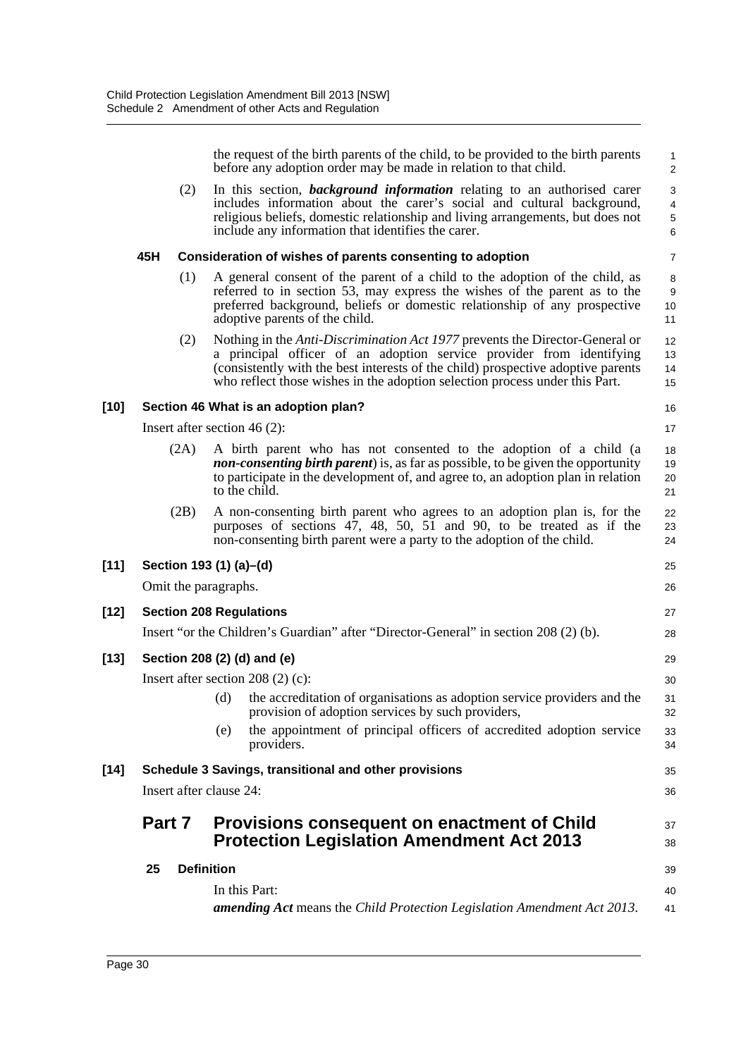the request of the birth parents of the child, to be provided to the birth parents before any adoption order may be made in relation to that child.

(2) In this section, ***background information*** relating to an authorised carer includes information about the carer's social and cultural background, religious beliefs, domestic relationship and living arrangements, but does not include any information that identifies the carer.

**45H Consideration of wishes of parents consenting to adoption**

(1) A general consent of the parent of a child to the adoption of the child, as referred to in section 53, may express the wishes of the parent as to the preferred background, beliefs or domestic relationship of any prospective adoptive parents of the child.

(2) Nothing in the *Anti-Discrimination Act 1977* prevents the Director-General or a principal officer of an adoption service provider from identifying (consistently with the best interests of the child) prospective adoptive parents who reflect those wishes in the adoption selection process under this Part.

**[10] Section 46 What is an adoption plan?**

Insert after section 46 (2):

(2A) A birth parent who has not consented to the adoption of a child (a ***non-consenting birth parent***) is, as far as possible, to be given the opportunity to participate in the development of, and agree to, an adoption plan in relation to the child.

(2B) A non-consenting birth parent who agrees to an adoption plan is, for the purposes of sections 47, 48, 50, 51 and 90, to be treated as if the non-consenting birth parent were a party to the adoption of the child.

**[11] Section 193 (1) (a)–(d)**

Omit the paragraphs.

**[12] Section 208 Regulations**

Insert "or the Children's Guardian" after "Director-General" in section 208 (2) (b).

**[13] Section 208 (2) (d) and (e)**

Insert after section 208 (2) (c):

(d) the accreditation of organisations as adoption service providers and the provision of adoption services by such providers,

(e) the appointment of principal officers of accredited adoption service providers.

**[14] Schedule 3 Savings, transitional and other provisions**

Insert after clause 24:

## Part 7 Provisions consequent on enactment of Child Protection Legislation Amendment Act 2013

**25 Definition**

In this Part:

***amending Act*** means the *Child Protection Legislation Amendment Act 2013*.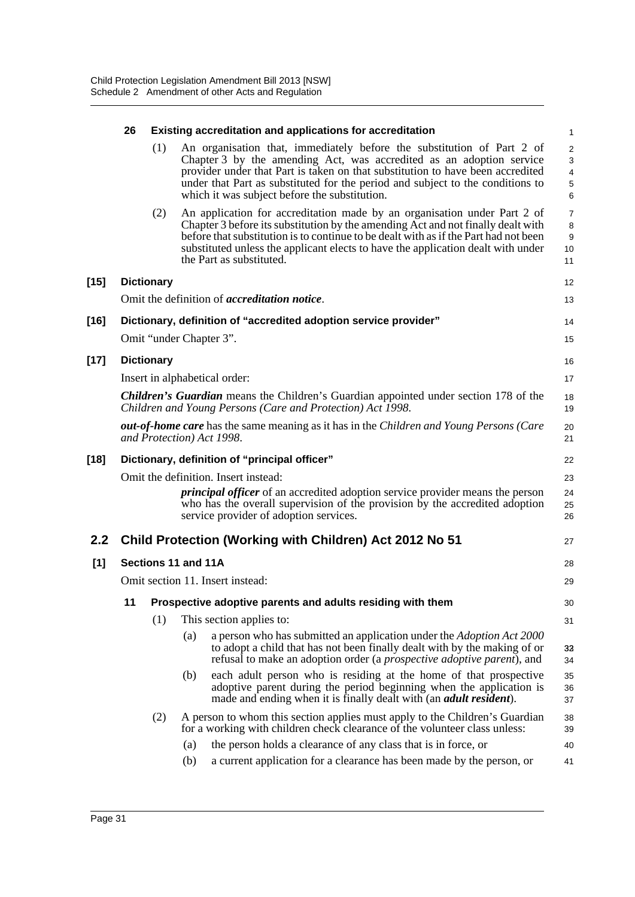**26 Existing accreditation and applications for accreditation**

(1) An organisation that, immediately before the substitution of Part 2 of Chapter 3 by the amending Act, was accredited as an adoption service provider under that Part is taken on that substitution to have been accredited under that Part as substituted for the period and subject to the conditions to which it was subject before the substitution.

(2) An application for accreditation made by an organisation under Part 2 of Chapter 3 before its substitution by the amending Act and not finally dealt with before that substitution is to continue to be dealt with as if the Part had not been substituted unless the applicant elects to have the application dealt with under the Part as substituted.

**[15] Dictionary**

Omit the definition of ***accreditation notice***.

**[16] Dictionary, definition of "accredited adoption service provider"**

Omit "under Chapter 3".

**[17] Dictionary**

Insert in alphabetical order:

***Children's Guardian*** means the Children's Guardian appointed under section 178 of the *Children and Young Persons (Care and Protection) Act 1998*.

***out-of-home care*** has the same meaning as it has in the *Children and Young Persons (Care and Protection) Act 1998*.

**[18] Dictionary, definition of "principal officer"**

Omit the definition. Insert instead:

***principal officer*** of an accredited adoption service provider means the person who has the overall supervision of the provision by the accredited adoption service provider of adoption services.

## 2.2 Child Protection (Working with Children) Act 2012 No 51

**[1] Sections 11 and 11A**

Omit section 11. Insert instead:

**11 Prospective adoptive parents and adults residing with them**

(1) This section applies to:

(a) a person who has submitted an application under the *Adoption Act 2000* to adopt a child that has not been finally dealt with by the making of or refusal to make an adoption order (a ***prospective adoptive parent***), and

(b) each adult person who is residing at the home of that prospective adoptive parent during the period beginning when the application is made and ending when it is finally dealt with (an ***adult resident***).

(2) A person to whom this section applies must apply to the Children's Guardian for a working with children check clearance of the volunteer class unless:

(a) the person holds a clearance of any class that is in force, or

(b) a current application for a clearance has been made by the person, or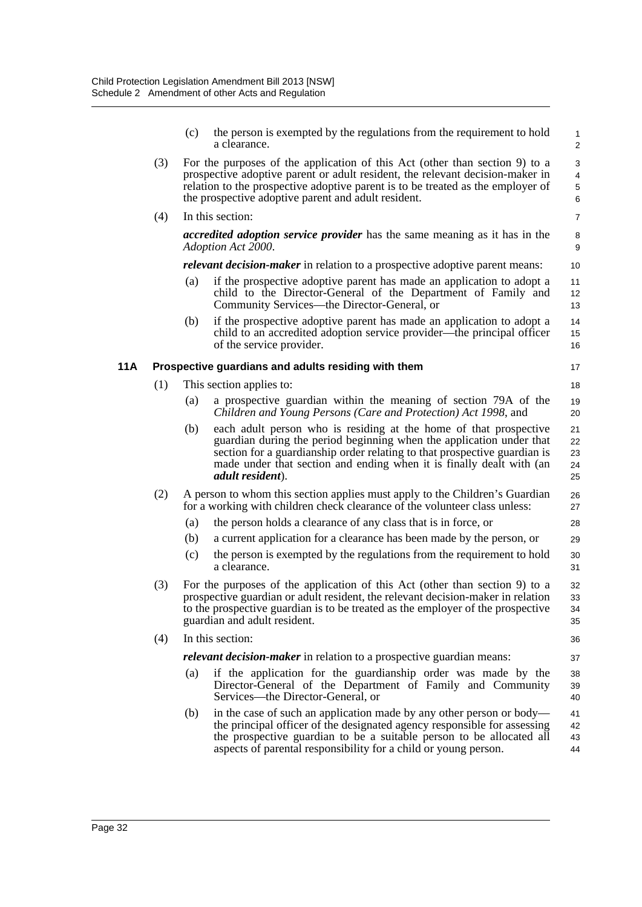(c) the person is exempted by the regulations from the requirement to hold a clearance.

(3) For the purposes of the application of this Act (other than section 9) to a prospective adoptive parent or adult resident, the relevant decision-maker in relation to the prospective adoptive parent is to be treated as the employer of the prospective adoptive parent and adult resident.

(4) In this section:

***accredited adoption service provider*** has the same meaning as it has in the *Adoption Act 2000*.

***relevant decision-maker*** in relation to a prospective adoptive parent means:

(a) if the prospective adoptive parent has made an application to adopt a child to the Director-General of the Department of Family and Community Services—the Director-General, or

(b) if the prospective adoptive parent has made an application to adopt a child to an accredited adoption service provider—the principal officer of the service provider.

### 11A Prospective guardians and adults residing with them

(1) This section applies to:

(a) a prospective guardian within the meaning of section 79A of the *Children and Young Persons (Care and Protection) Act 1998*, and

(b) each adult person who is residing at the home of that prospective guardian during the period beginning when the application under that section for a guardianship order relating to that prospective guardian is made under that section and ending when it is finally dealt with (an ***adult resident***).

(2) A person to whom this section applies must apply to the Children's Guardian for a working with children check clearance of the volunteer class unless:

(a) the person holds a clearance of any class that is in force, or

(b) a current application for a clearance has been made by the person, or

(c) the person is exempted by the regulations from the requirement to hold a clearance.

(3) For the purposes of the application of this Act (other than section 9) to a prospective guardian or adult resident, the relevant decision-maker in relation to the prospective guardian is to be treated as the employer of the prospective guardian and adult resident.

(4) In this section:

***relevant decision-maker*** in relation to a prospective guardian means:

(a) if the application for the guardianship order was made by the Director-General of the Department of Family and Community Services—the Director-General, or

(b) in the case of such an application made by any other person or body—the principal officer of the designated agency responsible for assessing the prospective guardian to be a suitable person to be allocated all aspects of parental responsibility for a child or young person.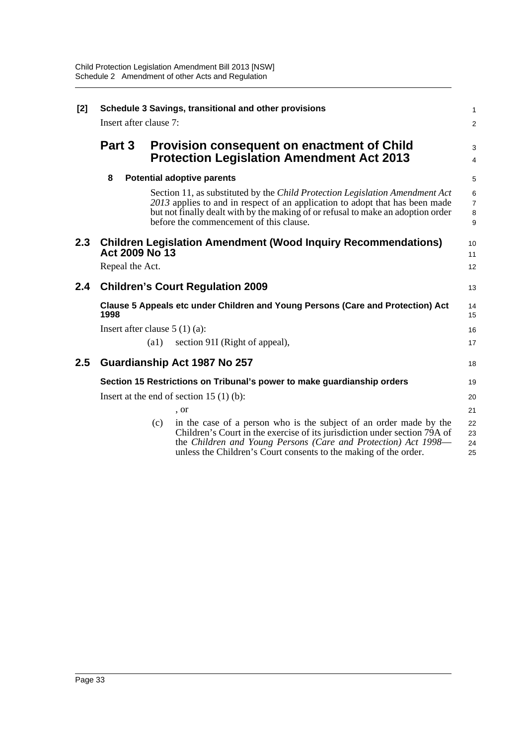**[2] Schedule 3 Savings, transitional and other provisions**

Insert after clause 7:

## Part 3 Provision consequent on enactment of Child Protection Legislation Amendment Act 2013

**8 Potential adoptive parents**

Section 11, as substituted by the *Child Protection Legislation Amendment Act 2013* applies to and in respect of an application to adopt that has been made but not finally dealt with by the making of or refusal to make an adoption order before the commencement of this clause.

## 2.3 Children Legislation Amendment (Wood Inquiry Recommendations) Act 2009 No 13

Repeal the Act.

## 2.4 Children's Court Regulation 2009

**Clause 5 Appeals etc under Children and Young Persons (Care and Protection) Act 1998**

Insert after clause 5 (1) (a):

(a1) section 91I (Right of appeal),

## 2.5 Guardianship Act 1987 No 257

**Section 15 Restrictions on Tribunal's power to make guardianship orders**

Insert at the end of section 15 (1) (b):

, or

(c) in the case of a person who is the subject of an order made by the Children's Court in the exercise of its jurisdiction under section 79A of the *Children and Young Persons (Care and Protection) Act 1998*—unless the Children's Court consents to the making of the order.